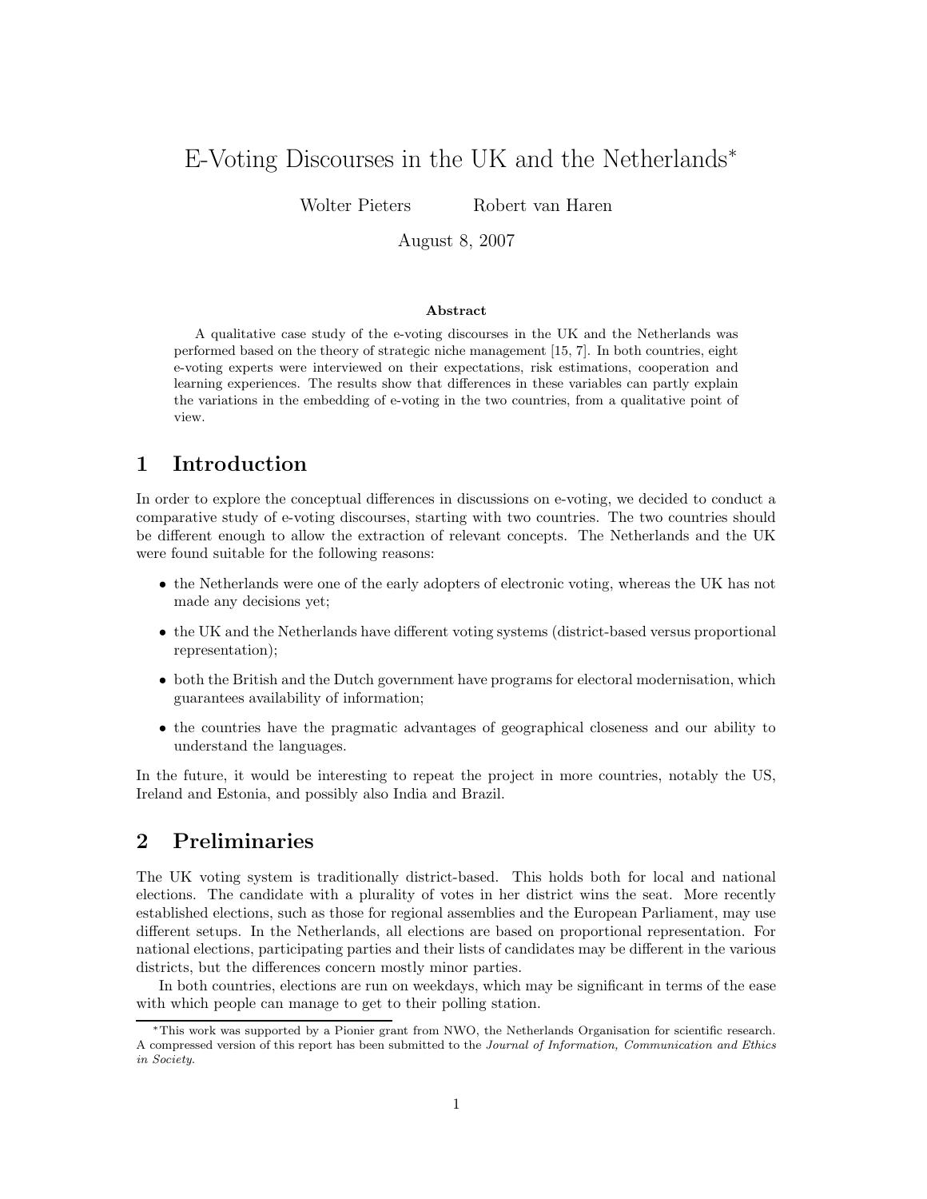# E-Voting Discourses in the UK and the Netherlands*

Wolter Pieters    Robert van Haren

August 8, 2007

### Abstract

A qualitative case study of the e-voting discourses in the UK and the Netherlands was performed based on the theory of strategic niche management [15, 7]. In both countries, eight e-voting experts were interviewed on their expectations, risk estimations, cooperation and learning experiences. The results show that differences in these variables can partly explain the variations in the embedding of e-voting in the two countries, from a qualitative point of view.

## 1 Introduction

In order to explore the conceptual differences in discussions on e-voting, we decided to conduct a comparative study of e-voting discourses, starting with two countries. The two countries should be different enough to allow the extraction of relevant concepts. The Netherlands and the UK were found suitable for the following reasons:

- the Netherlands were one of the early adopters of electronic voting, whereas the UK has not made any decisions yet;
- the UK and the Netherlands have different voting systems (district-based versus proportional representation);
- both the British and the Dutch government have programs for electoral modernisation, which guarantees availability of information;
- the countries have the pragmatic advantages of geographical closeness and our ability to understand the languages.

In the future, it would be interesting to repeat the project in more countries, notably the US, Ireland and Estonia, and possibly also India and Brazil.

## 2 Preliminaries

The UK voting system is traditionally district-based. This holds both for local and national elections. The candidate with a plurality of votes in her district wins the seat. More recently established elections, such as those for regional assemblies and the European Parliament, may use different setups. In the Netherlands, all elections are based on proportional representation. For national elections, participating parties and their lists of candidates may be different in the various districts, but the differences concern mostly minor parties.

In both countries, elections are run on weekdays, which may be significant in terms of the ease with which people can manage to get to their polling station.

*This work was supported by a Pionier grant from NWO, the Netherlands Organisation for scientific research. A compressed version of this report has been submitted to the *Journal of Information, Communication and Ethics in Society*.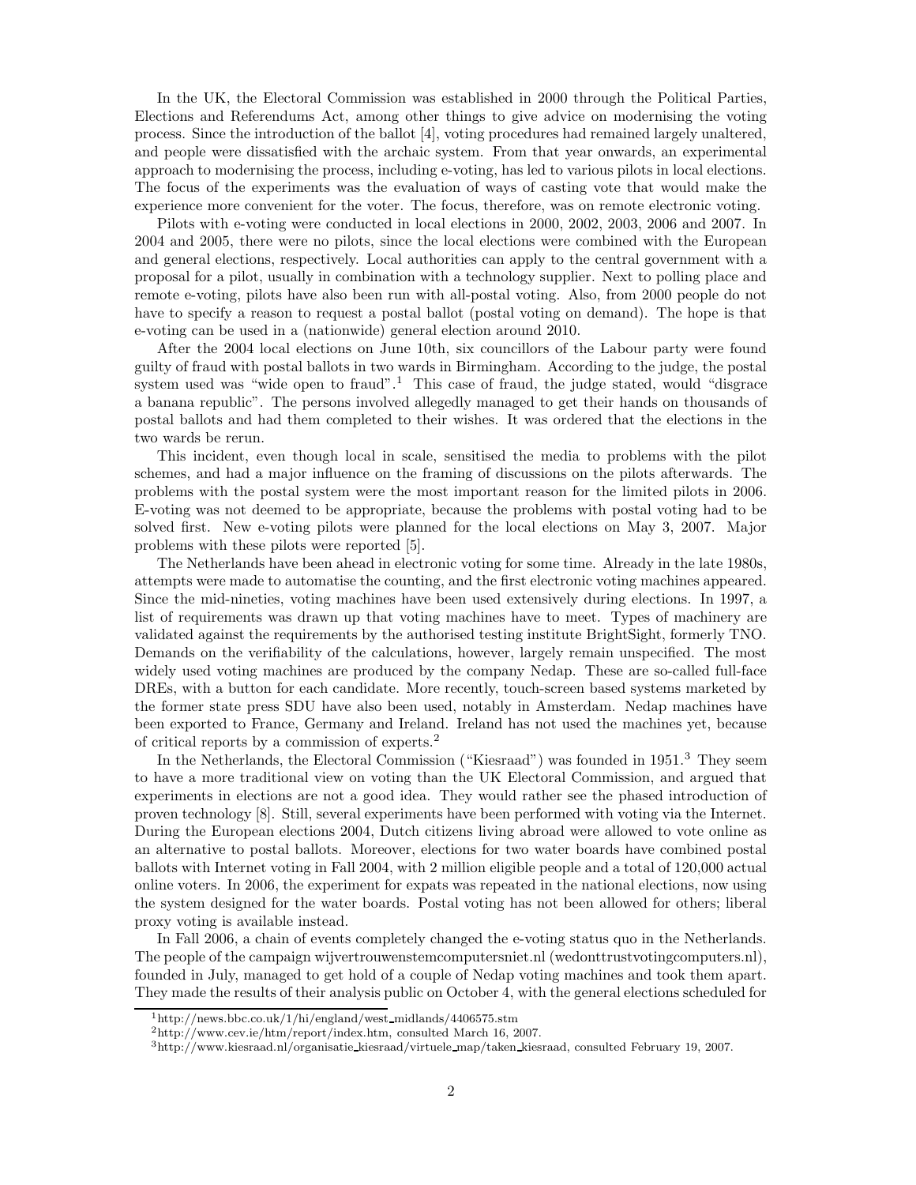In the UK, the Electoral Commission was established in 2000 through the Political Parties, Elections and Referendums Act, among other things to give advice on modernising the voting process. Since the introduction of the ballot [4], voting procedures had remained largely unaltered, and people were dissatisfied with the archaic system. From that year onwards, an experimental approach to modernising the process, including e-voting, has led to various pilots in local elections. The focus of the experiments was the evaluation of ways of casting vote that would make the experience more convenient for the voter. The focus, therefore, was on remote electronic voting.

Pilots with e-voting were conducted in local elections in 2000, 2002, 2003, 2006 and 2007. In 2004 and 2005, there were no pilots, since the local elections were combined with the European and general elections, respectively. Local authorities can apply to the central government with a proposal for a pilot, usually in combination with a technology supplier. Next to polling place and remote e-voting, pilots have also been run with all-postal voting. Also, from 2000 people do not have to specify a reason to request a postal ballot (postal voting on demand). The hope is that e-voting can be used in a (nationwide) general election around 2010.

After the 2004 local elections on June 10th, six councillors of the Labour party were found guilty of fraud with postal ballots in two wards in Birmingham. According to the judge, the postal system used was "wide open to fraud".[1] This case of fraud, the judge stated, would "disgrace a banana republic". The persons involved allegedly managed to get their hands on thousands of postal ballots and had them completed to their wishes. It was ordered that the elections in the two wards be rerun.

This incident, even though local in scale, sensitised the media to problems with the pilot schemes, and had a major influence on the framing of discussions on the pilots afterwards. The problems with the postal system were the most important reason for the limited pilots in 2006. E-voting was not deemed to be appropriate, because the problems with postal voting had to be solved first. New e-voting pilots were planned for the local elections on May 3, 2007. Major problems with these pilots were reported [5].

The Netherlands have been ahead in electronic voting for some time. Already in the late 1980s, attempts were made to automatise the counting, and the first electronic voting machines appeared. Since the mid-nineties, voting machines have been used extensively during elections. In 1997, a list of requirements was drawn up that voting machines have to meet. Types of machinery are validated against the requirements by the authorised testing institute BrightSight, formerly TNO. Demands on the verifiability of the calculations, however, largely remain unspecified. The most widely used voting machines are produced by the company Nedap. These are so-called full-face DREs, with a button for each candidate. More recently, touch-screen based systems marketed by the former state press SDU have also been used, notably in Amsterdam. Nedap machines have been exported to France, Germany and Ireland. Ireland has not used the machines yet, because of critical reports by a commission of experts.[2]

In the Netherlands, the Electoral Commission ("Kiesraad") was founded in 1951.[3] They seem to have a more traditional view on voting than the UK Electoral Commission, and argued that experiments in elections are not a good idea. They would rather see the phased introduction of proven technology [8]. Still, several experiments have been performed with voting via the Internet. During the European elections 2004, Dutch citizens living abroad were allowed to vote online as an alternative to postal ballots. Moreover, elections for two water boards have combined postal ballots with Internet voting in Fall 2004, with 2 million eligible people and a total of 120,000 actual online voters. In 2006, the experiment for expats was repeated in the national elections, now using the system designed for the water boards. Postal voting has not been allowed for others; liberal proxy voting is available instead.

In Fall 2006, a chain of events completely changed the e-voting status quo in the Netherlands. The people of the campaign wijvertrouwenstemcomputersniet.nl (wedonttrustvotingcomputers.nl), founded in July, managed to get hold of a couple of Nedap voting machines and took them apart. They made the results of their analysis public on October 4, with the general elections scheduled for

[1] http://news.bbc.co.uk/1/hi/england/west_midlands/4406575.stm

[2] http://www.cev.ie/htm/report/index.htm, consulted March 16, 2007.

[3] http://www.kiesraad.nl/organisatie_kiesraad/virtuele_map/taken_kiesraad, consulted February 19, 2007.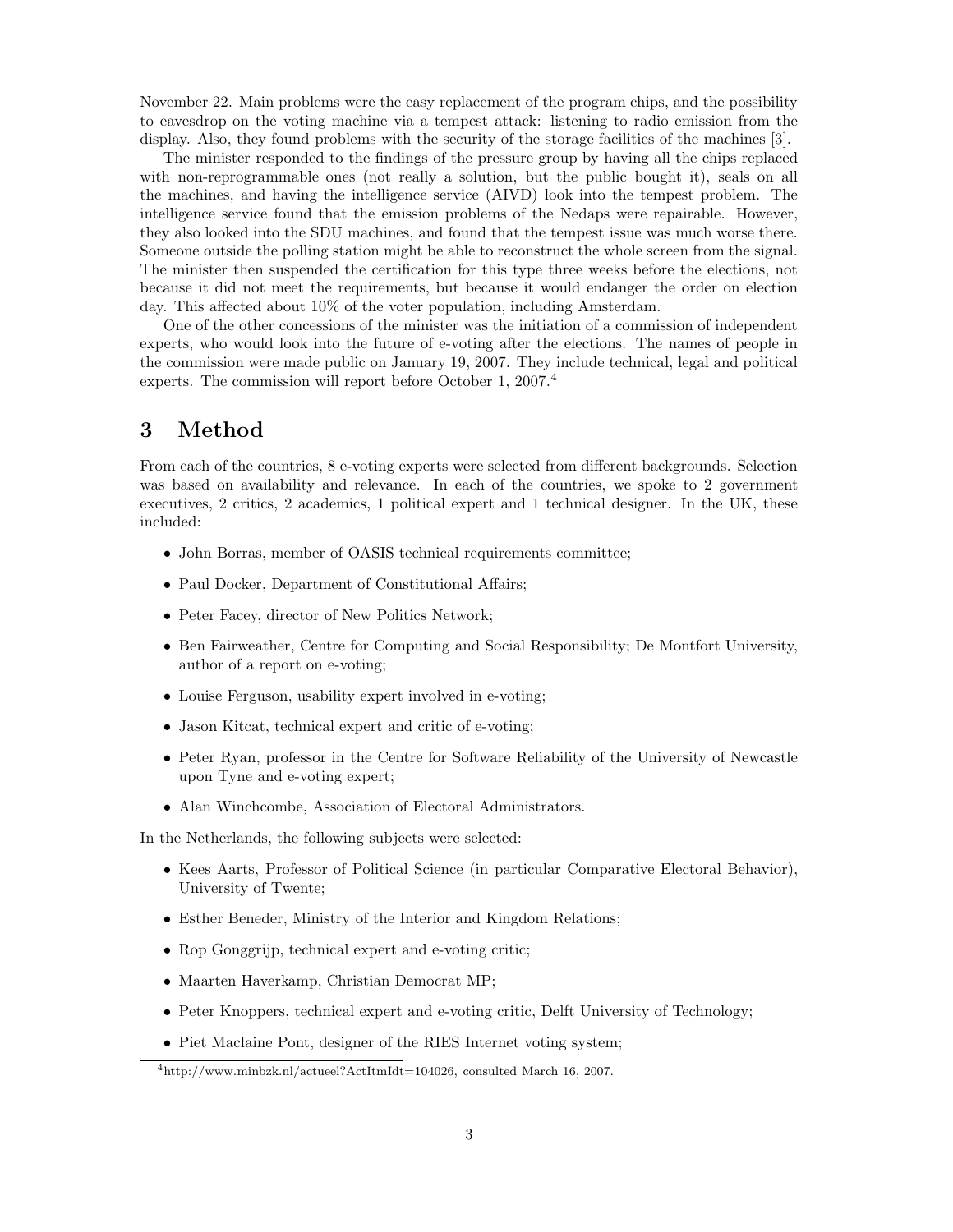November 22. Main problems were the easy replacement of the program chips, and the possibility to eavesdrop on the voting machine via a tempest attack: listening to radio emission from the display. Also, they found problems with the security of the storage facilities of the machines [3].

The minister responded to the findings of the pressure group by having all the chips replaced with non-reprogrammable ones (not really a solution, but the public bought it), seals on all the machines, and having the intelligence service (AIVD) look into the tempest problem. The intelligence service found that the emission problems of the Nedaps were repairable. However, they also looked into the SDU machines, and found that the tempest issue was much worse there. Someone outside the polling station might be able to reconstruct the whole screen from the signal. The minister then suspended the certification for this type three weeks before the elections, not because it did not meet the requirements, but because it would endanger the order on election day. This affected about 10% of the voter population, including Amsterdam.

One of the other concessions of the minister was the initiation of a commission of independent experts, who would look into the future of e-voting after the elections. The names of people in the commission were made public on January 19, 2007. They include technical, legal and political experts. The commission will report before October 1, 2007.[4]

# 3 Method

From each of the countries, 8 e-voting experts were selected from different backgrounds. Selection was based on availability and relevance. In each of the countries, we spoke to 2 government executives, 2 critics, 2 academics, 1 political expert and 1 technical designer. In the UK, these included:

- John Borras, member of OASIS technical requirements committee;
- Paul Docker, Department of Constitutional Affairs;
- Peter Facey, director of New Politics Network;
- Ben Fairweather, Centre for Computing and Social Responsibility; De Montfort University, author of a report on e-voting;
- Louise Ferguson, usability expert involved in e-voting;
- Jason Kitcat, technical expert and critic of e-voting;
- Peter Ryan, professor in the Centre for Software Reliability of the University of Newcastle upon Tyne and e-voting expert;
- Alan Winchcombe, Association of Electoral Administrators.

In the Netherlands, the following subjects were selected:

- Kees Aarts, Professor of Political Science (in particular Comparative Electoral Behavior), University of Twente;
- Esther Beneder, Ministry of the Interior and Kingdom Relations;
- Rop Gonggrijp, technical expert and e-voting critic;
- Maarten Haverkamp, Christian Democrat MP;
- Peter Knoppers, technical expert and e-voting critic, Delft University of Technology;
- Piet Maclaine Pont, designer of the RIES Internet voting system;

[4] http://www.minbzk.nl/actueel?ActItmIdt=104026, consulted March 16, 2007.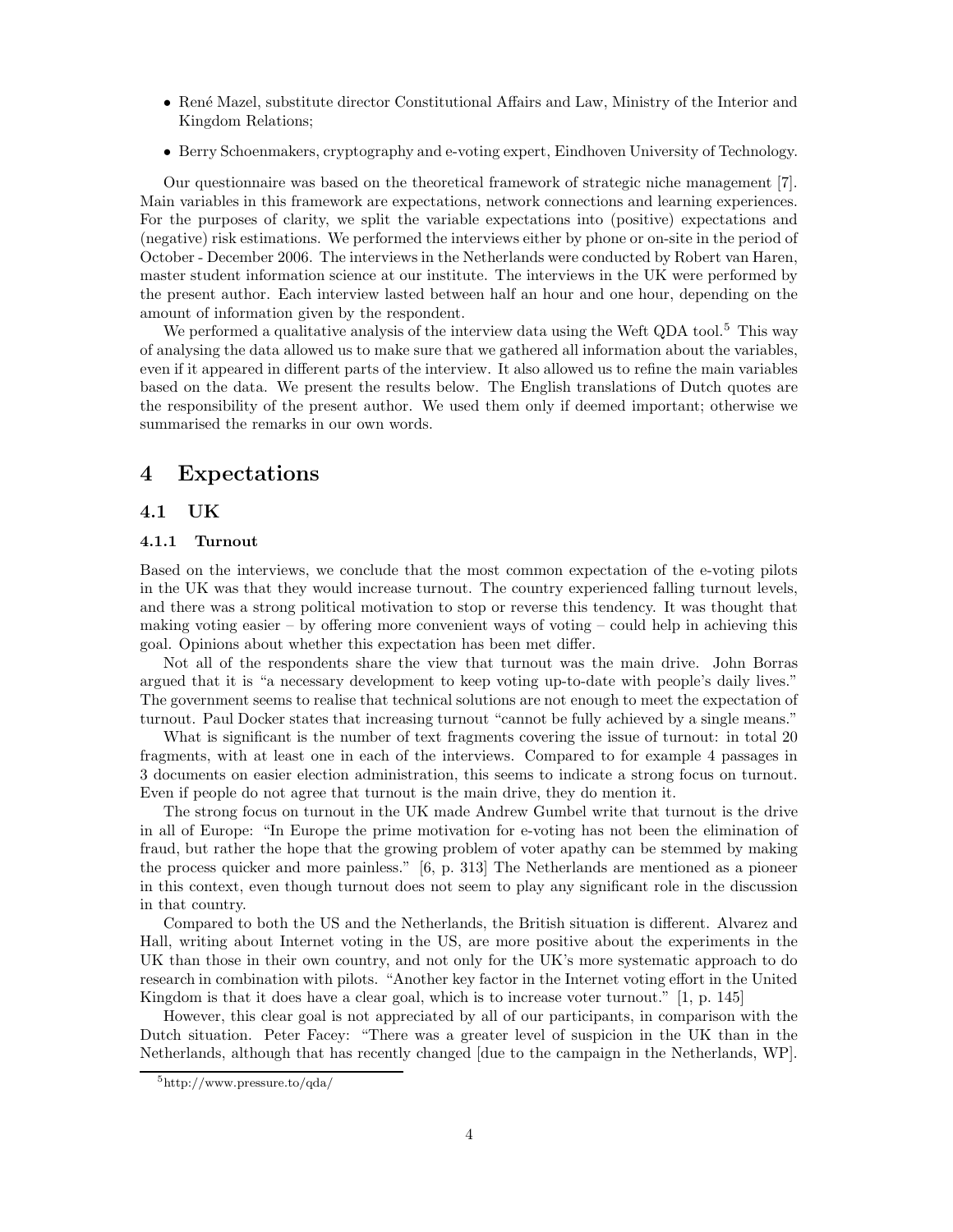- René Mazel, substitute director Constitutional Affairs and Law, Ministry of the Interior and Kingdom Relations;
- Berry Schoenmakers, cryptography and e-voting expert, Eindhoven University of Technology.

Our questionnaire was based on the theoretical framework of strategic niche management [7]. Main variables in this framework are expectations, network connections and learning experiences. For the purposes of clarity, we split the variable expectations into (positive) expectations and (negative) risk estimations. We performed the interviews either by phone or on-site in the period of October - December 2006. The interviews in the Netherlands were conducted by Robert van Haren, master student information science at our institute. The interviews in the UK were performed by the present author. Each interview lasted between half an hour and one hour, depending on the amount of information given by the respondent.

We performed a qualitative analysis of the interview data using the Weft QDA tool.[5] This way of analysing the data allowed us to make sure that we gathered all information about the variables, even if it appeared in different parts of the interview. It also allowed us to refine the main variables based on the data. We present the results below. The English translations of Dutch quotes are the responsibility of the present author. We used them only if deemed important; otherwise we summarised the remarks in our own words.

# 4 Expectations

## 4.1 UK

### 4.1.1 Turnout

Based on the interviews, we conclude that the most common expectation of the e-voting pilots in the UK was that they would increase turnout. The country experienced falling turnout levels, and there was a strong political motivation to stop or reverse this tendency. It was thought that making voting easier – by offering more convenient ways of voting – could help in achieving this goal. Opinions about whether this expectation has been met differ.

Not all of the respondents share the view that turnout was the main drive. John Borras argued that it is "a necessary development to keep voting up-to-date with people's daily lives." The government seems to realise that technical solutions are not enough to meet the expectation of turnout. Paul Docker states that increasing turnout "cannot be fully achieved by a single means."

What is significant is the number of text fragments covering the issue of turnout: in total 20 fragments, with at least one in each of the interviews. Compared to for example 4 passages in 3 documents on easier election administration, this seems to indicate a strong focus on turnout. Even if people do not agree that turnout is the main drive, they do mention it.

The strong focus on turnout in the UK made Andrew Gumbel write that turnout is the drive in all of Europe: "In Europe the prime motivation for e-voting has not been the elimination of fraud, but rather the hope that the growing problem of voter apathy can be stemmed by making the process quicker and more painless." [6, p. 313] The Netherlands are mentioned as a pioneer in this context, even though turnout does not seem to play any significant role in the discussion in that country.

Compared to both the US and the Netherlands, the British situation is different. Alvarez and Hall, writing about Internet voting in the US, are more positive about the experiments in the UK than those in their own country, and not only for the UK's more systematic approach to do research in combination with pilots. "Another key factor in the Internet voting effort in the United Kingdom is that it does have a clear goal, which is to increase voter turnout." [1, p. 145]

However, this clear goal is not appreciated by all of our participants, in comparison with the Dutch situation. Peter Facey: "There was a greater level of suspicion in the UK than in the Netherlands, although that has recently changed [due to the campaign in the Netherlands, WP].

[5] http://www.pressure.to/qda/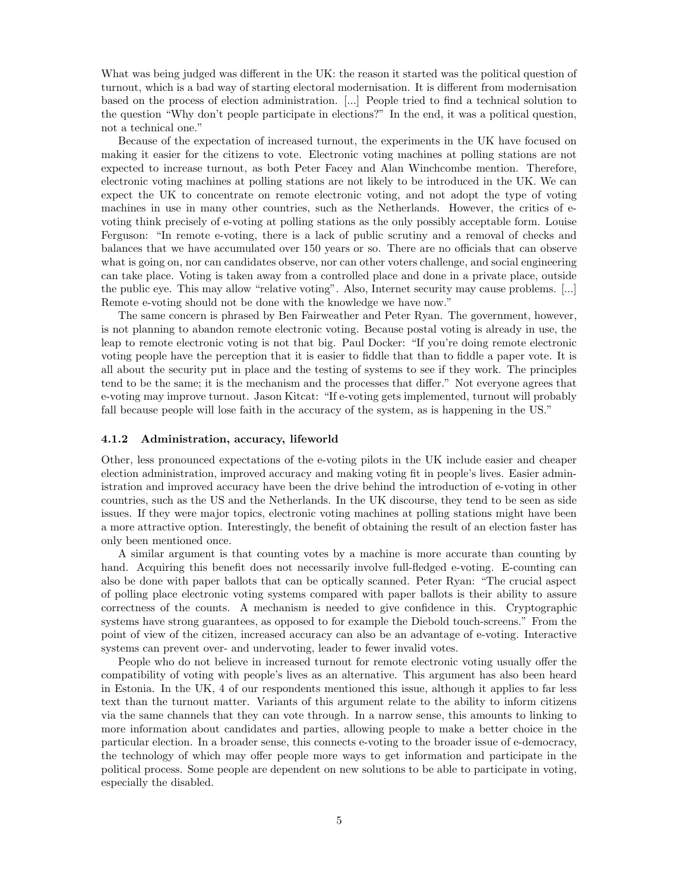What was being judged was different in the UK: the reason it started was the political question of turnout, which is a bad way of starting electoral modernisation. It is different from modernisation based on the process of election administration. [...] People tried to find a technical solution to the question "Why don't people participate in elections?" In the end, it was a political question, not a technical one."

Because of the expectation of increased turnout, the experiments in the UK have focused on making it easier for the citizens to vote. Electronic voting machines at polling stations are not expected to increase turnout, as both Peter Facey and Alan Winchcombe mention. Therefore, electronic voting machines at polling stations are not likely to be introduced in the UK. We can expect the UK to concentrate on remote electronic voting, and not adopt the type of voting machines in use in many other countries, such as the Netherlands. However, the critics of e-voting think precisely of e-voting at polling stations as the only possibly acceptable form. Louise Ferguson: "In remote e-voting, there is a lack of public scrutiny and a removal of checks and balances that we have accumulated over 150 years or so. There are no officials that can observe what is going on, nor can candidates observe, nor can other voters challenge, and social engineering can take place. Voting is taken away from a controlled place and done in a private place, outside the public eye. This may allow "relative voting". Also, Internet security may cause problems. [...] Remote e-voting should not be done with the knowledge we have now."

The same concern is phrased by Ben Fairweather and Peter Ryan. The government, however, is not planning to abandon remote electronic voting. Because postal voting is already in use, the leap to remote electronic voting is not that big. Paul Docker: "If you're doing remote electronic voting people have the perception that it is easier to fiddle that than to fiddle a paper vote. It is all about the security put in place and the testing of systems to see if they work. The principles tend to be the same; it is the mechanism and the processes that differ." Not everyone agrees that e-voting may improve turnout. Jason Kitcat: "If e-voting gets implemented, turnout will probably fall because people will lose faith in the accuracy of the system, as is happening in the US."

### 4.1.2 Administration, accuracy, lifeworld

Other, less pronounced expectations of the e-voting pilots in the UK include easier and cheaper election administration, improved accuracy and making voting fit in people's lives. Easier administration and improved accuracy have been the drive behind the introduction of e-voting in other countries, such as the US and the Netherlands. In the UK discourse, they tend to be seen as side issues. If they were major topics, electronic voting machines at polling stations might have been a more attractive option. Interestingly, the benefit of obtaining the result of an election faster has only been mentioned once.

A similar argument is that counting votes by a machine is more accurate than counting by hand. Acquiring this benefit does not necessarily involve full-fledged e-voting. E-counting can also be done with paper ballots that can be optically scanned. Peter Ryan: "The crucial aspect of polling place electronic voting systems compared with paper ballots is their ability to assure correctness of the counts. A mechanism is needed to give confidence in this. Cryptographic systems have strong guarantees, as opposed to for example the Diebold touch-screens." From the point of view of the citizen, increased accuracy can also be an advantage of e-voting. Interactive systems can prevent over- and undervoting, leader to fewer invalid votes.

People who do not believe in increased turnout for remote electronic voting usually offer the compatibility of voting with people's lives as an alternative. This argument has also been heard in Estonia. In the UK, 4 of our respondents mentioned this issue, although it applies to far less text than the turnout matter. Variants of this argument relate to the ability to inform citizens via the same channels that they can vote through. In a narrow sense, this amounts to linking to more information about candidates and parties, allowing people to make a better choice in the particular election. In a broader sense, this connects e-voting to the broader issue of e-democracy, the technology of which may offer people more ways to get information and participate in the political process. Some people are dependent on new solutions to be able to participate in voting, especially the disabled.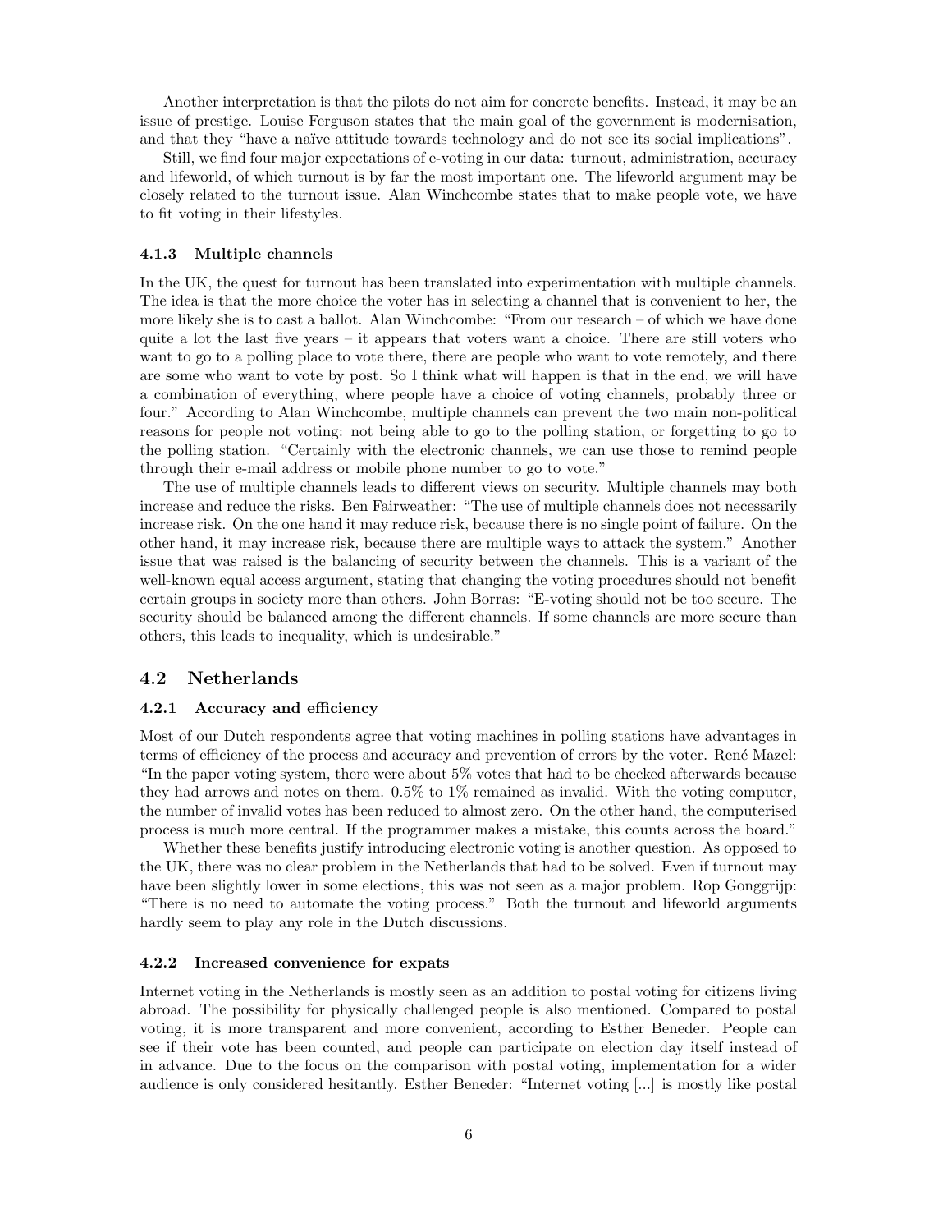Another interpretation is that the pilots do not aim for concrete benefits. Instead, it may be an issue of prestige. Louise Ferguson states that the main goal of the government is modernisation, and that they "have a naïve attitude towards technology and do not see its social implications".

Still, we find four major expectations of e-voting in our data: turnout, administration, accuracy and lifeworld, of which turnout is by far the most important one. The lifeworld argument may be closely related to the turnout issue. Alan Winchcombe states that to make people vote, we have to fit voting in their lifestyles.

#### 4.1.3 Multiple channels

In the UK, the quest for turnout has been translated into experimentation with multiple channels. The idea is that the more choice the voter has in selecting a channel that is convenient to her, the more likely she is to cast a ballot. Alan Winchcombe: "From our research – of which we have done quite a lot the last five years – it appears that voters want a choice. There are still voters who want to go to a polling place to vote there, there are people who want to vote remotely, and there are some who want to vote by post. So I think what will happen is that in the end, we will have a combination of everything, where people have a choice of voting channels, probably three or four." According to Alan Winchcombe, multiple channels can prevent the two main non-political reasons for people not voting: not being able to go to the polling station, or forgetting to go to the polling station. "Certainly with the electronic channels, we can use those to remind people through their e-mail address or mobile phone number to go to vote."

The use of multiple channels leads to different views on security. Multiple channels may both increase and reduce the risks. Ben Fairweather: "The use of multiple channels does not necessarily increase risk. On the one hand it may reduce risk, because there is no single point of failure. On the other hand, it may increase risk, because there are multiple ways to attack the system." Another issue that was raised is the balancing of security between the channels. This is a variant of the well-known equal access argument, stating that changing the voting procedures should not benefit certain groups in society more than others. John Borras: "E-voting should not be too secure. The security should be balanced among the different channels. If some channels are more secure than others, this leads to inequality, which is undesirable."

### 4.2 Netherlands

#### 4.2.1 Accuracy and efficiency

Most of our Dutch respondents agree that voting machines in polling stations have advantages in terms of efficiency of the process and accuracy and prevention of errors by the voter. René Mazel: "In the paper voting system, there were about 5% votes that had to be checked afterwards because they had arrows and notes on them. 0.5% to 1% remained as invalid. With the voting computer, the number of invalid votes has been reduced to almost zero. On the other hand, the computerised process is much more central. If the programmer makes a mistake, this counts across the board."

Whether these benefits justify introducing electronic voting is another question. As opposed to the UK, there was no clear problem in the Netherlands that had to be solved. Even if turnout may have been slightly lower in some elections, this was not seen as a major problem. Rop Gonggrijp: "There is no need to automate the voting process." Both the turnout and lifeworld arguments hardly seem to play any role in the Dutch discussions.

#### 4.2.2 Increased convenience for expats

Internet voting in the Netherlands is mostly seen as an addition to postal voting for citizens living abroad. The possibility for physically challenged people is also mentioned. Compared to postal voting, it is more transparent and more convenient, according to Esther Beneder. People can see if their vote has been counted, and people can participate on election day itself instead of in advance. Due to the focus on the comparison with postal voting, implementation for a wider audience is only considered hesitantly. Esther Beneder: "Internet voting [...] is mostly like postal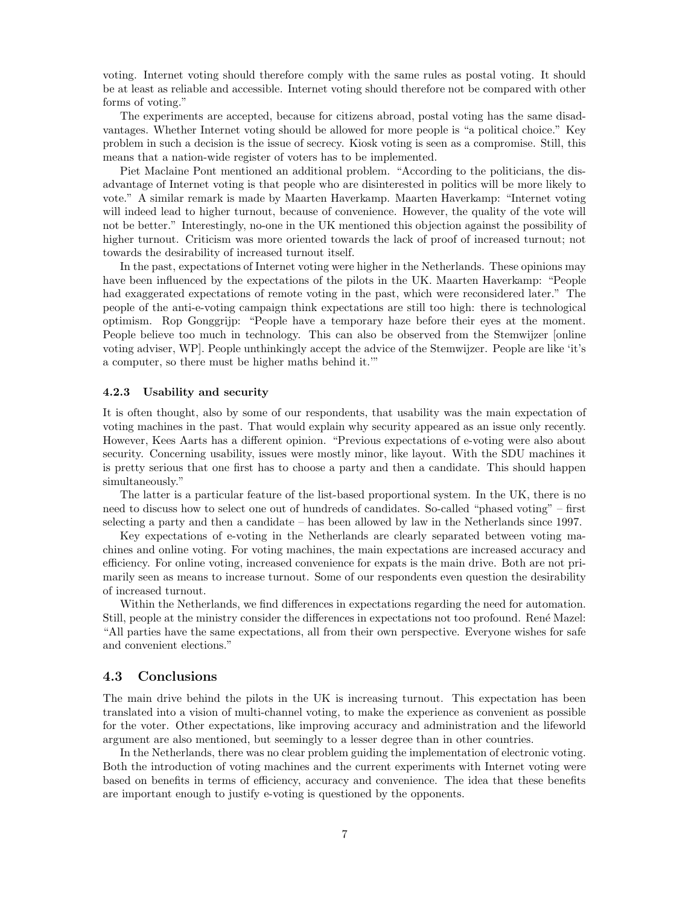voting. Internet voting should therefore comply with the same rules as postal voting. It should be at least as reliable and accessible. Internet voting should therefore not be compared with other forms of voting."

The experiments are accepted, because for citizens abroad, postal voting has the same disadvantages. Whether Internet voting should be allowed for more people is "a political choice." Key problem in such a decision is the issue of secrecy. Kiosk voting is seen as a compromise. Still, this means that a nation-wide register of voters has to be implemented.

Piet Maclaine Pont mentioned an additional problem. "According to the politicians, the disadvantage of Internet voting is that people who are disinterested in politics will be more likely to vote." A similar remark is made by Maarten Haverkamp. Maarten Haverkamp: "Internet voting will indeed lead to higher turnout, because of convenience. However, the quality of the vote will not be better." Interestingly, no-one in the UK mentioned this objection against the possibility of higher turnout. Criticism was more oriented towards the lack of proof of increased turnout; not towards the desirability of increased turnout itself.

In the past, expectations of Internet voting were higher in the Netherlands. These opinions may have been influenced by the expectations of the pilots in the UK. Maarten Haverkamp: "People had exaggerated expectations of remote voting in the past, which were reconsidered later." The people of the anti-e-voting campaign think expectations are still too high: there is technological optimism. Rop Gonggrijp: "People have a temporary haze before their eyes at the moment. People believe too much in technology. This can also be observed from the Stemwijzer [online voting adviser, WP]. People unthinkingly accept the advice of the Stemwijzer. People are like 'it's a computer, so there must be higher maths behind it.'"

### 4.2.3 Usability and security

It is often thought, also by some of our respondents, that usability was the main expectation of voting machines in the past. That would explain why security appeared as an issue only recently. However, Kees Aarts has a different opinion. "Previous expectations of e-voting were also about security. Concerning usability, issues were mostly minor, like layout. With the SDU machines it is pretty serious that one first has to choose a party and then a candidate. This should happen simultaneously."

The latter is a particular feature of the list-based proportional system. In the UK, there is no need to discuss how to select one out of hundreds of candidates. So-called "phased voting" – first selecting a party and then a candidate – has been allowed by law in the Netherlands since 1997.

Key expectations of e-voting in the Netherlands are clearly separated between voting machines and online voting. For voting machines, the main expectations are increased accuracy and efficiency. For online voting, increased convenience for expats is the main drive. Both are not primarily seen as means to increase turnout. Some of our respondents even question the desirability of increased turnout.

Within the Netherlands, we find differences in expectations regarding the need for automation. Still, people at the ministry consider the differences in expectations not too profound. René Mazel: "All parties have the same expectations, all from their own perspective. Everyone wishes for safe and convenient elections."

## 4.3 Conclusions

The main drive behind the pilots in the UK is increasing turnout. This expectation has been translated into a vision of multi-channel voting, to make the experience as convenient as possible for the voter. Other expectations, like improving accuracy and administration and the lifeworld argument are also mentioned, but seemingly to a lesser degree than in other countries.

In the Netherlands, there was no clear problem guiding the implementation of electronic voting. Both the introduction of voting machines and the current experiments with Internet voting were based on benefits in terms of efficiency, accuracy and convenience. The idea that these benefits are important enough to justify e-voting is questioned by the opponents.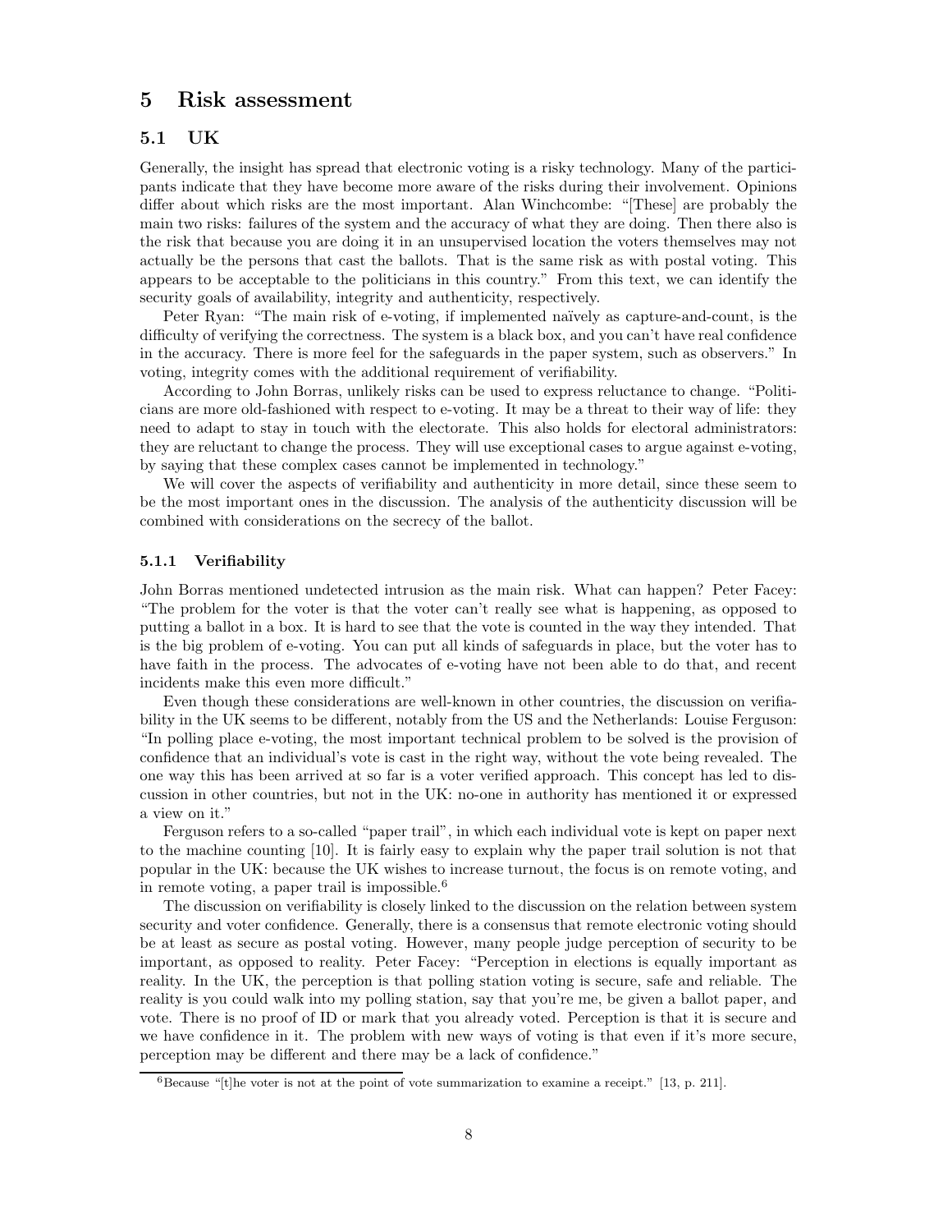# 5 Risk assessment

## 5.1 UK

Generally, the insight has spread that electronic voting is a risky technology. Many of the participants indicate that they have become more aware of the risks during their involvement. Opinions differ about which risks are the most important. Alan Winchcombe: "[These] are probably the main two risks: failures of the system and the accuracy of what they are doing. Then there also is the risk that because you are doing it in an unsupervised location the voters themselves may not actually be the persons that cast the ballots. That is the same risk as with postal voting. This appears to be acceptable to the politicians in this country." From this text, we can identify the security goals of availability, integrity and authenticity, respectively.

Peter Ryan: "The main risk of e-voting, if implemented naïvely as capture-and-count, is the difficulty of verifying the correctness. The system is a black box, and you can't have real confidence in the accuracy. There is more feel for the safeguards in the paper system, such as observers." In voting, integrity comes with the additional requirement of verifiability.

According to John Borras, unlikely risks can be used to express reluctance to change. "Politicians are more old-fashioned with respect to e-voting. It may be a threat to their way of life: they need to adapt to stay in touch with the electorate. This also holds for electoral administrators: they are reluctant to change the process. They will use exceptional cases to argue against e-voting, by saying that these complex cases cannot be implemented in technology."

We will cover the aspects of verifiability and authenticity in more detail, since these seem to be the most important ones in the discussion. The analysis of the authenticity discussion will be combined with considerations on the secrecy of the ballot.

### 5.1.1 Verifiability

John Borras mentioned undetected intrusion as the main risk. What can happen? Peter Facey: "The problem for the voter is that the voter can't really see what is happening, as opposed to putting a ballot in a box. It is hard to see that the vote is counted in the way they intended. That is the big problem of e-voting. You can put all kinds of safeguards in place, but the voter has to have faith in the process. The advocates of e-voting have not been able to do that, and recent incidents make this even more difficult."

Even though these considerations are well-known in other countries, the discussion on verifiability in the UK seems to be different, notably from the US and the Netherlands: Louise Ferguson: "In polling place e-voting, the most important technical problem to be solved is the provision of confidence that an individual's vote is cast in the right way, without the vote being revealed. The one way this has been arrived at so far is a voter verified approach. This concept has led to discussion in other countries, but not in the UK: no-one in authority has mentioned it or expressed a view on it."

Ferguson refers to a so-called "paper trail", in which each individual vote is kept on paper next to the machine counting [10]. It is fairly easy to explain why the paper trail solution is not that popular in the UK: because the UK wishes to increase turnout, the focus is on remote voting, and in remote voting, a paper trail is impossible.[6]

The discussion on verifiability is closely linked to the discussion on the relation between system security and voter confidence. Generally, there is a consensus that remote electronic voting should be at least as secure as postal voting. However, many people judge perception of security to be important, as opposed to reality. Peter Facey: "Perception in elections is equally important as reality. In the UK, the perception is that polling station voting is secure, safe and reliable. The reality is you could walk into my polling station, say that you're me, be given a ballot paper, and vote. There is no proof of ID or mark that you already voted. Perception is that it is secure and we have confidence in it. The problem with new ways of voting is that even if it's more secure, perception may be different and there may be a lack of confidence."

[6] Because "[t]he voter is not at the point of vote summarization to examine a receipt." [13, p. 211].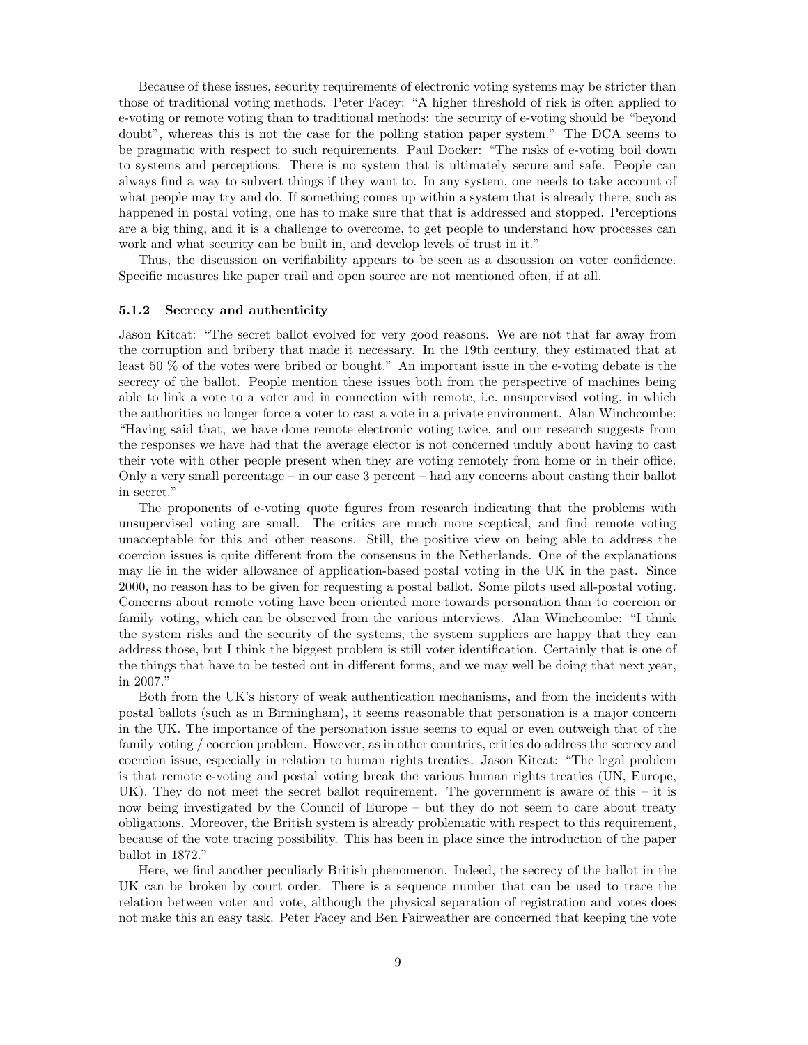Because of these issues, security requirements of electronic voting systems may be stricter than those of traditional voting methods. Peter Facey: "A higher threshold of risk is often applied to e-voting or remote voting than to traditional methods: the security of e-voting should be "beyond doubt", whereas this is not the case for the polling station paper system." The DCA seems to be pragmatic with respect to such requirements. Paul Docker: "The risks of e-voting boil down to systems and perceptions. There is no system that is ultimately secure and safe. People can always find a way to subvert things if they want to. In any system, one needs to take account of what people may try and do. If something comes up within a system that is already there, such as happened in postal voting, one has to make sure that that is addressed and stopped. Perceptions are a big thing, and it is a challenge to overcome, to get people to understand how processes can work and what security can be built in, and develop levels of trust in it."

Thus, the discussion on verifiability appears to be seen as a discussion on voter confidence. Specific measures like paper trail and open source are not mentioned often, if at all.

### 5.1.2 Secrecy and authenticity

Jason Kitcat: "The secret ballot evolved for very good reasons. We are not that far away from the corruption and bribery that made it necessary. In the 19th century, they estimated that at least 50 % of the votes were bribed or bought." An important issue in the e-voting debate is the secrecy of the ballot. People mention these issues both from the perspective of machines being able to link a vote to a voter and in connection with remote, i.e. unsupervised voting, in which the authorities no longer force a voter to cast a vote in a private environment. Alan Winchcombe: "Having said that, we have done remote electronic voting twice, and our research suggests from the responses we have had that the average elector is not concerned unduly about having to cast their vote with other people present when they are voting remotely from home or in their office. Only a very small percentage – in our case 3 percent – had any concerns about casting their ballot in secret."

The proponents of e-voting quote figures from research indicating that the problems with unsupervised voting are small. The critics are much more sceptical, and find remote voting unacceptable for this and other reasons. Still, the positive view on being able to address the coercion issues is quite different from the consensus in the Netherlands. One of the explanations may lie in the wider allowance of application-based postal voting in the UK in the past. Since 2000, no reason has to be given for requesting a postal ballot. Some pilots used all-postal voting. Concerns about remote voting have been oriented more towards personation than to coercion or family voting, which can be observed from the various interviews. Alan Winchcombe: "I think the system risks and the security of the systems, the system suppliers are happy that they can address those, but I think the biggest problem is still voter identification. Certainly that is one of the things that have to be tested out in different forms, and we may well be doing that next year, in 2007."

Both from the UK's history of weak authentication mechanisms, and from the incidents with postal ballots (such as in Birmingham), it seems reasonable that personation is a major concern in the UK. The importance of the personation issue seems to equal or even outweigh that of the family voting / coercion problem. However, as in other countries, critics do address the secrecy and coercion issue, especially in relation to human rights treaties. Jason Kitcat: "The legal problem is that remote e-voting and postal voting break the various human rights treaties (UN, Europe, UK). They do not meet the secret ballot requirement. The government is aware of this – it is now being investigated by the Council of Europe – but they do not seem to care about treaty obligations. Moreover, the British system is already problematic with respect to this requirement, because of the vote tracing possibility. This has been in place since the introduction of the paper ballot in 1872."

Here, we find another peculiarly British phenomenon. Indeed, the secrecy of the ballot in the UK can be broken by court order. There is a sequence number that can be used to trace the relation between voter and vote, although the physical separation of registration and votes does not make this an easy task. Peter Facey and Ben Fairweather are concerned that keeping the vote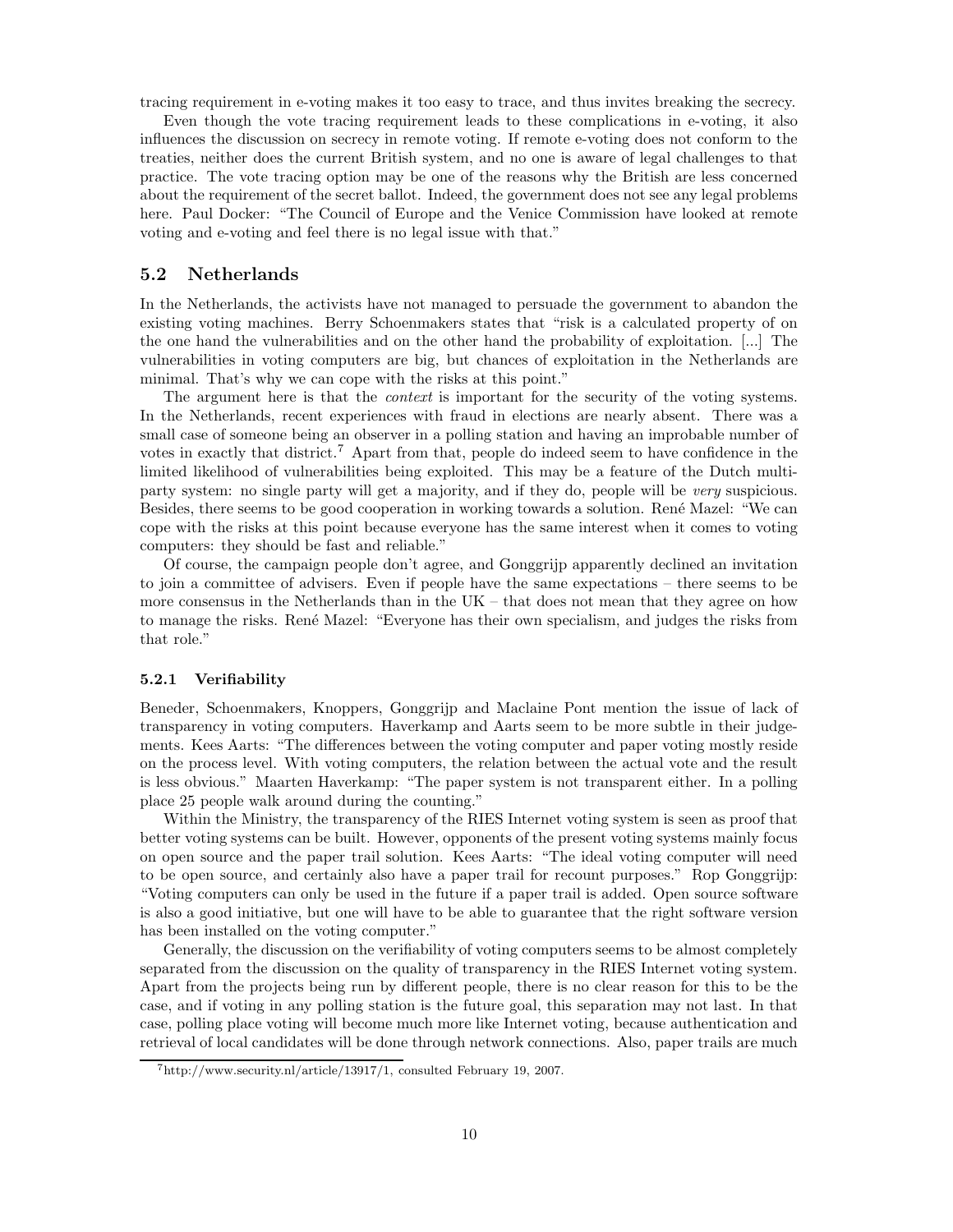tracing requirement in e-voting makes it too easy to trace, and thus invites breaking the secrecy.

Even though the vote tracing requirement leads to these complications in e-voting, it also influences the discussion on secrecy in remote voting. If remote e-voting does not conform to the treaties, neither does the current British system, and no one is aware of legal challenges to that practice. The vote tracing option may be one of the reasons why the British are less concerned about the requirement of the secret ballot. Indeed, the government does not see any legal problems here. Paul Docker: "The Council of Europe and the Venice Commission have looked at remote voting and e-voting and feel there is no legal issue with that."

## 5.2 Netherlands

In the Netherlands, the activists have not managed to persuade the government to abandon the existing voting machines. Berry Schoenmakers states that "risk is a calculated property of on the one hand the vulnerabilities and on the other hand the probability of exploitation. [...] The vulnerabilities in voting computers are big, but chances of exploitation in the Netherlands are minimal. That's why we can cope with the risks at this point."

The argument here is that the *context* is important for the security of the voting systems. In the Netherlands, recent experiences with fraud in elections are nearly absent. There was a small case of someone being an observer in a polling station and having an improbable number of votes in exactly that district.[7] Apart from that, people do indeed seem to have confidence in the limited likelihood of vulnerabilities being exploited. This may be a feature of the Dutch multi-party system: no single party will get a majority, and if they do, people will be *very* suspicious. Besides, there seems to be good cooperation in working towards a solution. René Mazel: "We can cope with the risks at this point because everyone has the same interest when it comes to voting computers: they should be fast and reliable."

Of course, the campaign people don't agree, and Gonggrijp apparently declined an invitation to join a committee of advisers. Even if people have the same expectations – there seems to be more consensus in the Netherlands than in the UK – that does not mean that they agree on how to manage the risks. René Mazel: "Everyone has their own specialism, and judges the risks from that role."

### 5.2.1 Verifiability

Beneder, Schoenmakers, Knoppers, Gonggrijp and Maclaine Pont mention the issue of lack of transparency in voting computers. Haverkamp and Aarts seem to be more subtle in their judgements. Kees Aarts: "The differences between the voting computer and paper voting mostly reside on the process level. With voting computers, the relation between the actual vote and the result is less obvious." Maarten Haverkamp: "The paper system is not transparent either. In a polling place 25 people walk around during the counting."

Within the Ministry, the transparency of the RIES Internet voting system is seen as proof that better voting systems can be built. However, opponents of the present voting systems mainly focus on open source and the paper trail solution. Kees Aarts: "The ideal voting computer will need to be open source, and certainly also have a paper trail for recount purposes." Rop Gonggrijp: "Voting computers can only be used in the future if a paper trail is added. Open source software is also a good initiative, but one will have to be able to guarantee that the right software version has been installed on the voting computer."

Generally, the discussion on the verifiability of voting computers seems to be almost completely separated from the discussion on the quality of transparency in the RIES Internet voting system. Apart from the projects being run by different people, there is no clear reason for this to be the case, and if voting in any polling station is the future goal, this separation may not last. In that case, polling place voting will become much more like Internet voting, because authentication and retrieval of local candidates will be done through network connections. Also, paper trails are much

[7] http://www.security.nl/article/13917/1, consulted February 19, 2007.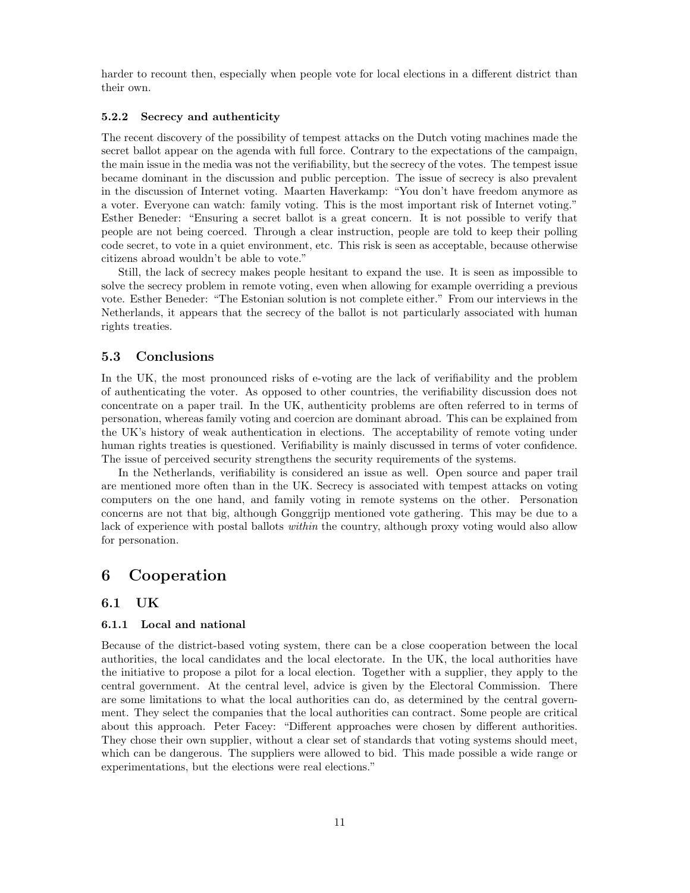harder to recount then, especially when people vote for local elections in a different district than their own.

#### 5.2.2 Secrecy and authenticity

The recent discovery of the possibility of tempest attacks on the Dutch voting machines made the secret ballot appear on the agenda with full force. Contrary to the expectations of the campaign, the main issue in the media was not the verifiability, but the secrecy of the votes. The tempest issue became dominant in the discussion and public perception. The issue of secrecy is also prevalent in the discussion of Internet voting. Maarten Haverkamp: "You don't have freedom anymore as a voter. Everyone can watch: family voting. This is the most important risk of Internet voting." Esther Beneder: "Ensuring a secret ballot is a great concern. It is not possible to verify that people are not being coerced. Through a clear instruction, people are told to keep their polling code secret, to vote in a quiet environment, etc. This risk is seen as acceptable, because otherwise citizens abroad wouldn't be able to vote."

Still, the lack of secrecy makes people hesitant to expand the use. It is seen as impossible to solve the secrecy problem in remote voting, even when allowing for example overriding a previous vote. Esther Beneder: "The Estonian solution is not complete either." From our interviews in the Netherlands, it appears that the secrecy of the ballot is not particularly associated with human rights treaties.

### 5.3 Conclusions

In the UK, the most pronounced risks of e-voting are the lack of verifiability and the problem of authenticating the voter. As opposed to other countries, the verifiability discussion does not concentrate on a paper trail. In the UK, authenticity problems are often referred to in terms of personation, whereas family voting and coercion are dominant abroad. This can be explained from the UK's history of weak authentication in elections. The acceptability of remote voting under human rights treaties is questioned. Verifiability is mainly discussed in terms of voter confidence. The issue of perceived security strengthens the security requirements of the systems.

In the Netherlands, verifiability is considered an issue as well. Open source and paper trail are mentioned more often than in the UK. Secrecy is associated with tempest attacks on voting computers on the one hand, and family voting in remote systems on the other. Personation concerns are not that big, although Gonggrijp mentioned vote gathering. This may be due to a lack of experience with postal ballots *within* the country, although proxy voting would also allow for personation.

## 6 Cooperation

### 6.1 UK

#### 6.1.1 Local and national

Because of the district-based voting system, there can be a close cooperation between the local authorities, the local candidates and the local electorate. In the UK, the local authorities have the initiative to propose a pilot for a local election. Together with a supplier, they apply to the central government. At the central level, advice is given by the Electoral Commission. There are some limitations to what the local authorities can do, as determined by the central government. They select the companies that the local authorities can contract. Some people are critical about this approach. Peter Facey: "Different approaches were chosen by different authorities. They chose their own supplier, without a clear set of standards that voting systems should meet, which can be dangerous. The suppliers were allowed to bid. This made possible a wide range or experimentations, but the elections were real elections."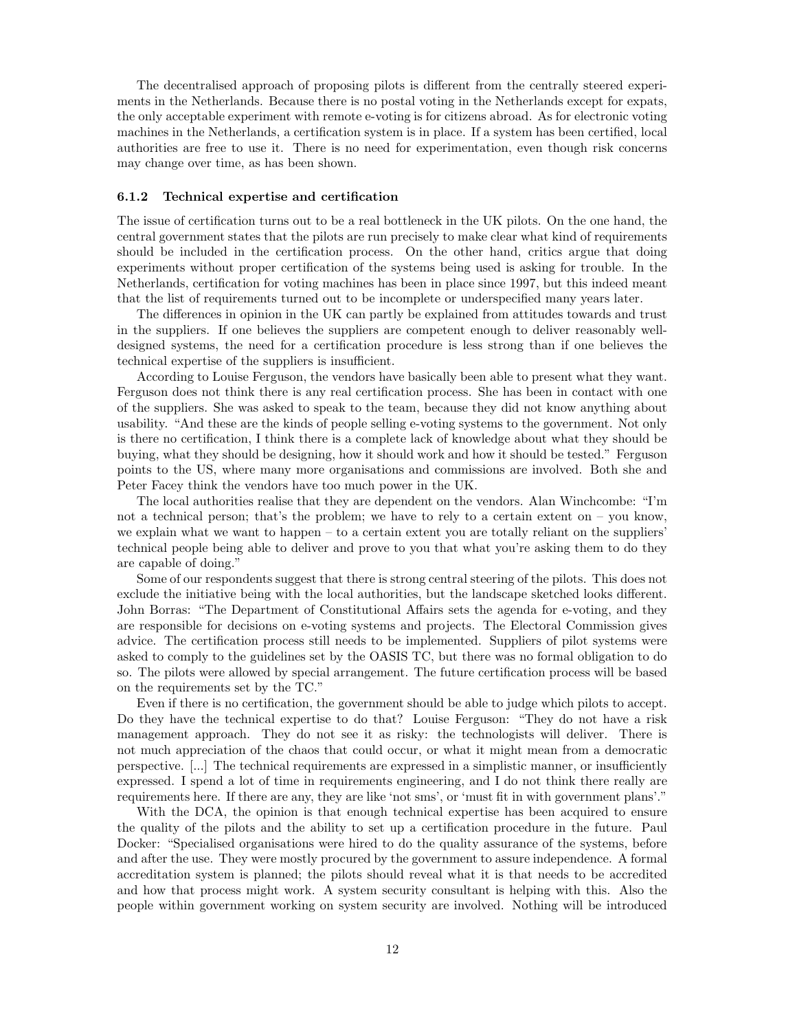The decentralised approach of proposing pilots is different from the centrally steered experiments in the Netherlands. Because there is no postal voting in the Netherlands except for expats, the only acceptable experiment with remote e-voting is for citizens abroad. As for electronic voting machines in the Netherlands, a certification system is in place. If a system has been certified, local authorities are free to use it. There is no need for experimentation, even though risk concerns may change over time, as has been shown.

#### 6.1.2 Technical expertise and certification

The issue of certification turns out to be a real bottleneck in the UK pilots. On the one hand, the central government states that the pilots are run precisely to make clear what kind of requirements should be included in the certification process. On the other hand, critics argue that doing experiments without proper certification of the systems being used is asking for trouble. In the Netherlands, certification for voting machines has been in place since 1997, but this indeed meant that the list of requirements turned out to be incomplete or underspecified many years later.

The differences in opinion in the UK can partly be explained from attitudes towards and trust in the suppliers. If one believes the suppliers are competent enough to deliver reasonably well-designed systems, the need for a certification procedure is less strong than if one believes the technical expertise of the suppliers is insufficient.

According to Louise Ferguson, the vendors have basically been able to present what they want. Ferguson does not think there is any real certification process. She has been in contact with one of the suppliers. She was asked to speak to the team, because they did not know anything about usability. "And these are the kinds of people selling e-voting systems to the government. Not only is there no certification, I think there is a complete lack of knowledge about what they should be buying, what they should be designing, how it should work and how it should be tested." Ferguson points to the US, where many more organisations and commissions are involved. Both she and Peter Facey think the vendors have too much power in the UK.

The local authorities realise that they are dependent on the vendors. Alan Winchcombe: "I'm not a technical person; that's the problem; we have to rely to a certain extent on – you know, we explain what we want to happen – to a certain extent you are totally reliant on the suppliers' technical people being able to deliver and prove to you that what you're asking them to do they are capable of doing."

Some of our respondents suggest that there is strong central steering of the pilots. This does not exclude the initiative being with the local authorities, but the landscape sketched looks different. John Borras: "The Department of Constitutional Affairs sets the agenda for e-voting, and they are responsible for decisions on e-voting systems and projects. The Electoral Commission gives advice. The certification process still needs to be implemented. Suppliers of pilot systems were asked to comply to the guidelines set by the OASIS TC, but there was no formal obligation to do so. The pilots were allowed by special arrangement. The future certification process will be based on the requirements set by the TC."

Even if there is no certification, the government should be able to judge which pilots to accept. Do they have the technical expertise to do that? Louise Ferguson: "They do not have a risk management approach. They do not see it as risky: the technologists will deliver. There is not much appreciation of the chaos that could occur, or what it might mean from a democratic perspective. [...] The technical requirements are expressed in a simplistic manner, or insufficiently expressed. I spend a lot of time in requirements engineering, and I do not think there really are requirements here. If there are any, they are like 'not sms', or 'must fit in with government plans'."

With the DCA, the opinion is that enough technical expertise has been acquired to ensure the quality of the pilots and the ability to set up a certification procedure in the future. Paul Docker: "Specialised organisations were hired to do the quality assurance of the systems, before and after the use. They were mostly procured by the government to assure independence. A formal accreditation system is planned; the pilots should reveal what it is that needs to be accredited and how that process might work. A system security consultant is helping with this. Also the people within government working on system security are involved. Nothing will be introduced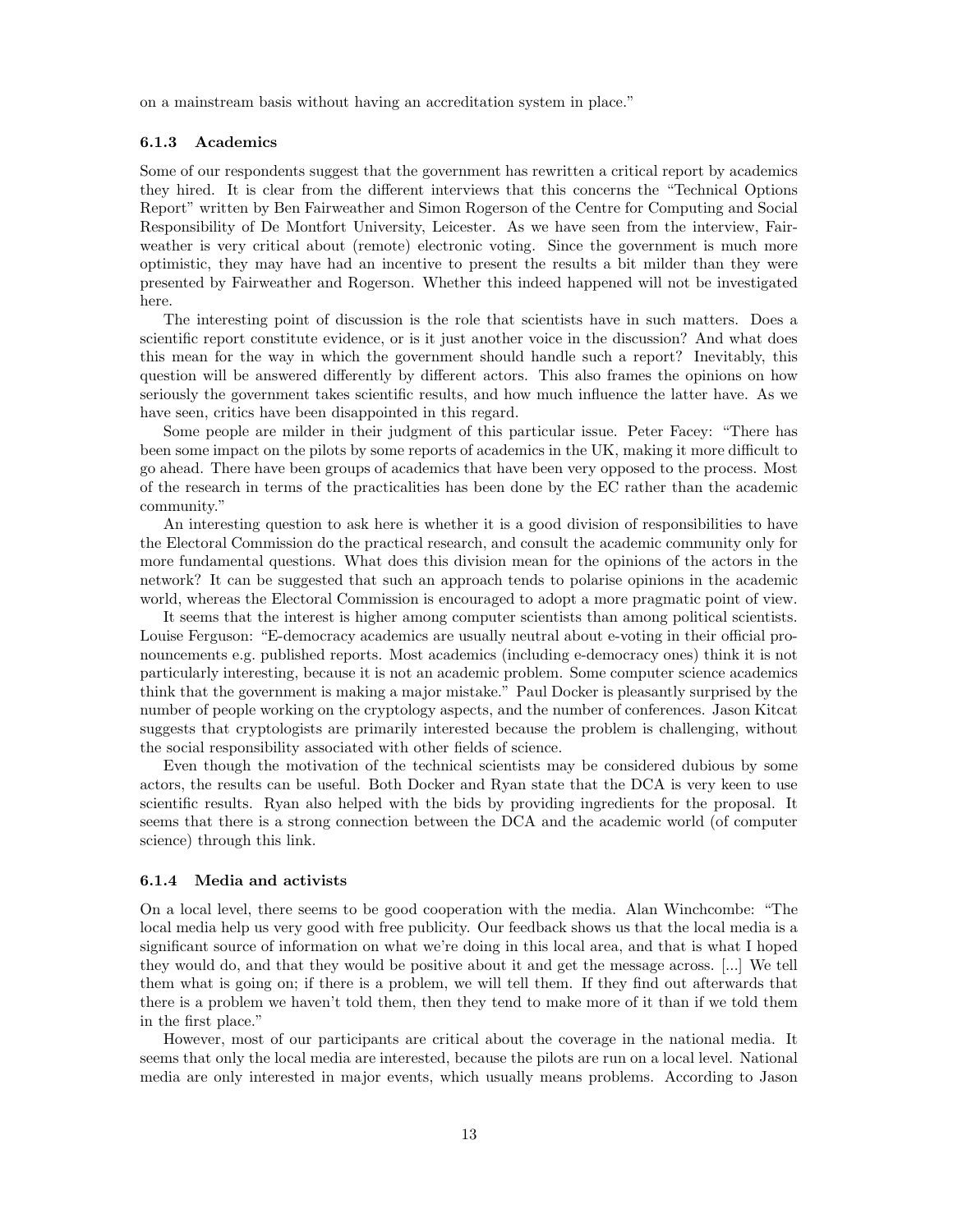on a mainstream basis without having an accreditation system in place."

### 6.1.3 Academics

Some of our respondents suggest that the government has rewritten a critical report by academics they hired. It is clear from the different interviews that this concerns the "Technical Options Report" written by Ben Fairweather and Simon Rogerson of the Centre for Computing and Social Responsibility of De Montfort University, Leicester. As we have seen from the interview, Fairweather is very critical about (remote) electronic voting. Since the government is much more optimistic, they may have had an incentive to present the results a bit milder than they were presented by Fairweather and Rogerson. Whether this indeed happened will not be investigated here.

The interesting point of discussion is the role that scientists have in such matters. Does a scientific report constitute evidence, or is it just another voice in the discussion? And what does this mean for the way in which the government should handle such a report? Inevitably, this question will be answered differently by different actors. This also frames the opinions on how seriously the government takes scientific results, and how much influence the latter have. As we have seen, critics have been disappointed in this regard.

Some people are milder in their judgment of this particular issue. Peter Facey: "There has been some impact on the pilots by some reports of academics in the UK, making it more difficult to go ahead. There have been groups of academics that have been very opposed to the process. Most of the research in terms of the practicalities has been done by the EC rather than the academic community."

An interesting question to ask here is whether it is a good division of responsibilities to have the Electoral Commission do the practical research, and consult the academic community only for more fundamental questions. What does this division mean for the opinions of the actors in the network? It can be suggested that such an approach tends to polarise opinions in the academic world, whereas the Electoral Commission is encouraged to adopt a more pragmatic point of view.

It seems that the interest is higher among computer scientists than among political scientists. Louise Ferguson: "E-democracy academics are usually neutral about e-voting in their official pronouncements e.g. published reports. Most academics (including e-democracy ones) think it is not particularly interesting, because it is not an academic problem. Some computer science academics think that the government is making a major mistake." Paul Docker is pleasantly surprised by the number of people working on the cryptology aspects, and the number of conferences. Jason Kitcat suggests that cryptologists are primarily interested because the problem is challenging, without the social responsibility associated with other fields of science.

Even though the motivation of the technical scientists may be considered dubious by some actors, the results can be useful. Both Docker and Ryan state that the DCA is very keen to use scientific results. Ryan also helped with the bids by providing ingredients for the proposal. It seems that there is a strong connection between the DCA and the academic world (of computer science) through this link.

### 6.1.4 Media and activists

On a local level, there seems to be good cooperation with the media. Alan Winchcombe: "The local media help us very good with free publicity. Our feedback shows us that the local media is a significant source of information on what we're doing in this local area, and that is what I hoped they would do, and that they would be positive about it and get the message across. [...] We tell them what is going on; if there is a problem, we will tell them. If they find out afterwards that there is a problem we haven't told them, then they tend to make more of it than if we told them in the first place."

However, most of our participants are critical about the coverage in the national media. It seems that only the local media are interested, because the pilots are run on a local level. National media are only interested in major events, which usually means problems. According to Jason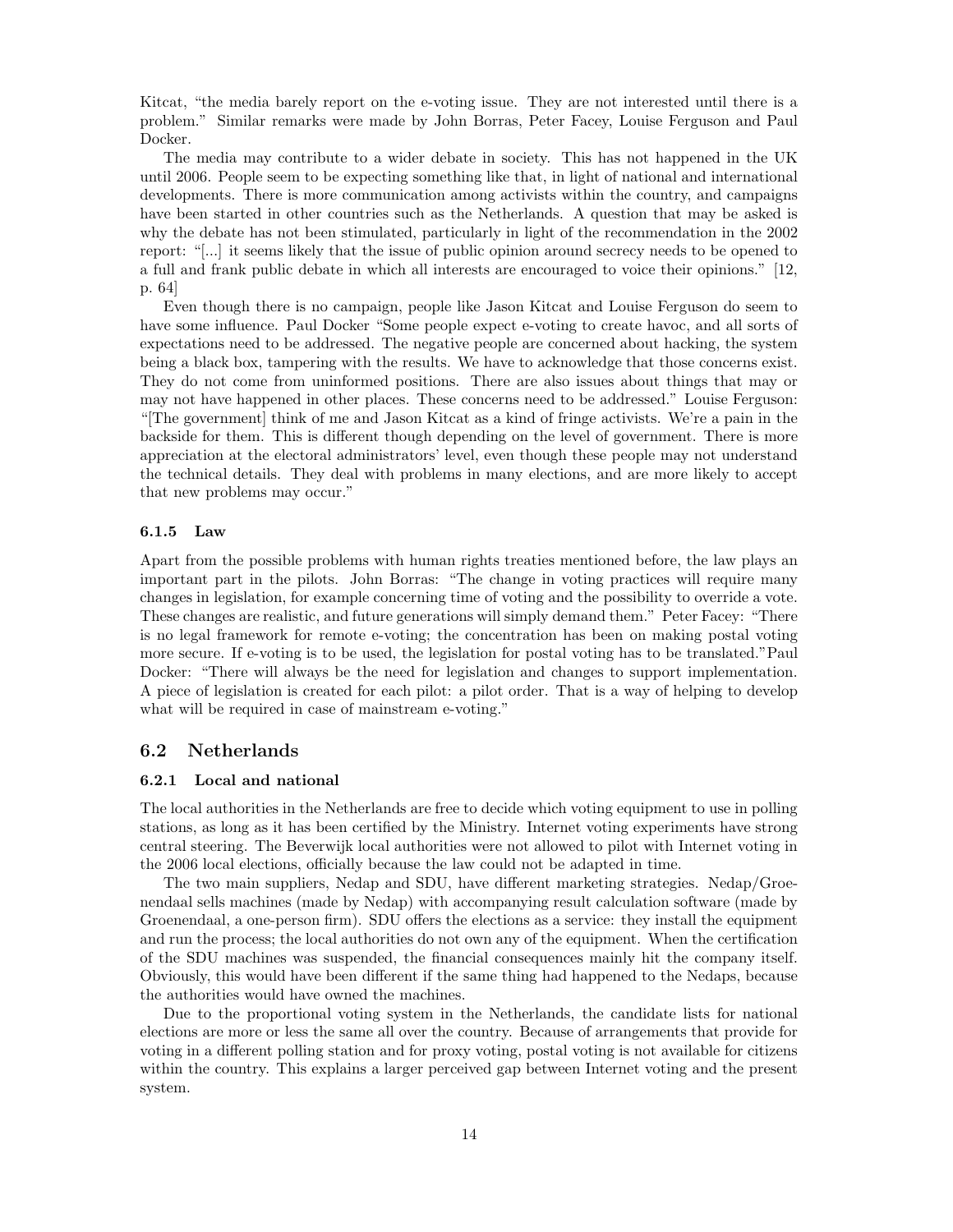Kitcat, "the media barely report on the e-voting issue. They are not interested until there is a problem." Similar remarks were made by John Borras, Peter Facey, Louise Ferguson and Paul Docker.

The media may contribute to a wider debate in society. This has not happened in the UK until 2006. People seem to be expecting something like that, in light of national and international developments. There is more communication among activists within the country, and campaigns have been started in other countries such as the Netherlands. A question that may be asked is why the debate has not been stimulated, particularly in light of the recommendation in the 2002 report: "[...] it seems likely that the issue of public opinion around secrecy needs to be opened to a full and frank public debate in which all interests are encouraged to voice their opinions." [12, p. 64]

Even though there is no campaign, people like Jason Kitcat and Louise Ferguson do seem to have some influence. Paul Docker "Some people expect e-voting to create havoc, and all sorts of expectations need to be addressed. The negative people are concerned about hacking, the system being a black box, tampering with the results. We have to acknowledge that those concerns exist. They do not come from uninformed positions. There are also issues about things that may or may not have happened in other places. These concerns need to be addressed." Louise Ferguson: "[The government] think of me and Jason Kitcat as a kind of fringe activists. We're a pain in the backside for them. This is different though depending on the level of government. There is more appreciation at the electoral administrators' level, even though these people may not understand the technical details. They deal with problems in many elections, and are more likely to accept that new problems may occur."

#### 6.1.5 Law

Apart from the possible problems with human rights treaties mentioned before, the law plays an important part in the pilots. John Borras: "The change in voting practices will require many changes in legislation, for example concerning time of voting and the possibility to override a vote. These changes are realistic, and future generations will simply demand them." Peter Facey: "There is no legal framework for remote e-voting; the concentration has been on making postal voting more secure. If e-voting is to be used, the legislation for postal voting has to be translated."Paul Docker: "There will always be the need for legislation and changes to support implementation. A piece of legislation is created for each pilot: a pilot order. That is a way of helping to develop what will be required in case of mainstream e-voting."

### 6.2 Netherlands

#### 6.2.1 Local and national

The local authorities in the Netherlands are free to decide which voting equipment to use in polling stations, as long as it has been certified by the Ministry. Internet voting experiments have strong central steering. The Beverwijk local authorities were not allowed to pilot with Internet voting in the 2006 local elections, officially because the law could not be adapted in time.

The two main suppliers, Nedap and SDU, have different marketing strategies. Nedap/Groenendaal sells machines (made by Nedap) with accompanying result calculation software (made by Groenendaal, a one-person firm). SDU offers the elections as a service: they install the equipment and run the process; the local authorities do not own any of the equipment. When the certification of the SDU machines was suspended, the financial consequences mainly hit the company itself. Obviously, this would have been different if the same thing had happened to the Nedaps, because the authorities would have owned the machines.

Due to the proportional voting system in the Netherlands, the candidate lists for national elections are more or less the same all over the country. Because of arrangements that provide for voting in a different polling station and for proxy voting, postal voting is not available for citizens within the country. This explains a larger perceived gap between Internet voting and the present system.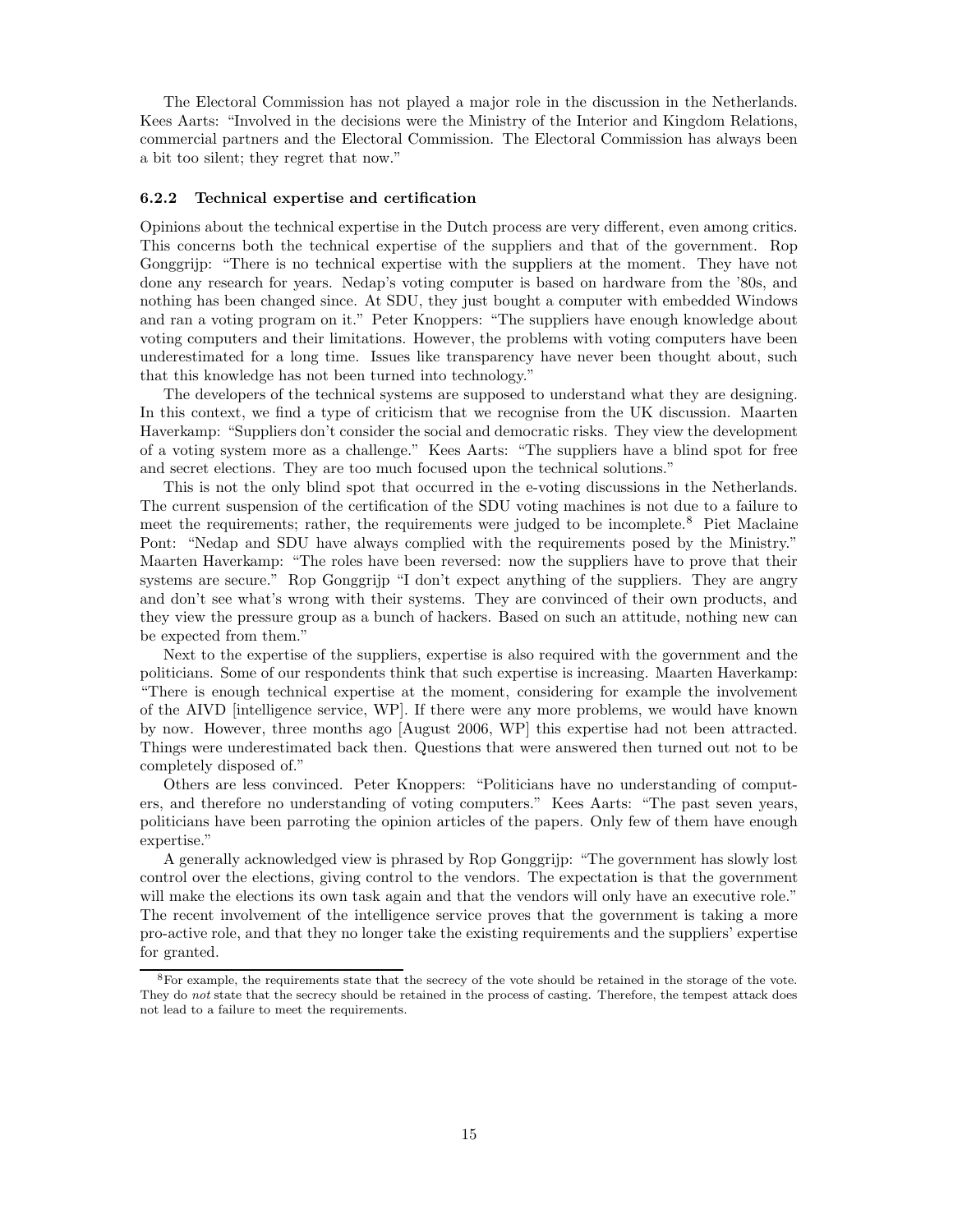The Electoral Commission has not played a major role in the discussion in the Netherlands. Kees Aarts: "Involved in the decisions were the Ministry of the Interior and Kingdom Relations, commercial partners and the Electoral Commission. The Electoral Commission has always been a bit too silent; they regret that now."

### 6.2.2 Technical expertise and certification

Opinions about the technical expertise in the Dutch process are very different, even among critics. This concerns both the technical expertise of the suppliers and that of the government. Rop Gonggrijp: "There is no technical expertise with the suppliers at the moment. They have not done any research for years. Nedap's voting computer is based on hardware from the '80s, and nothing has been changed since. At SDU, they just bought a computer with embedded Windows and ran a voting program on it." Peter Knoppers: "The suppliers have enough knowledge about voting computers and their limitations. However, the problems with voting computers have been underestimated for a long time. Issues like transparency have never been thought about, such that this knowledge has not been turned into technology."

The developers of the technical systems are supposed to understand what they are designing. In this context, we find a type of criticism that we recognise from the UK discussion. Maarten Haverkamp: "Suppliers don't consider the social and democratic risks. They view the development of a voting system more as a challenge." Kees Aarts: "The suppliers have a blind spot for free and secret elections. They are too much focused upon the technical solutions."

This is not the only blind spot that occurred in the e-voting discussions in the Netherlands. The current suspension of the certification of the SDU voting machines is not due to a failure to meet the requirements; rather, the requirements were judged to be incomplete.[8] Piet Maclaine Pont: "Nedap and SDU have always complied with the requirements posed by the Ministry." Maarten Haverkamp: "The roles have been reversed: now the suppliers have to prove that their systems are secure." Rop Gonggrijp "I don't expect anything of the suppliers. They are angry and don't see what's wrong with their systems. They are convinced of their own products, and they view the pressure group as a bunch of hackers. Based on such an attitude, nothing new can be expected from them."

Next to the expertise of the suppliers, expertise is also required with the government and the politicians. Some of our respondents think that such expertise is increasing. Maarten Haverkamp: "There is enough technical expertise at the moment, considering for example the involvement of the AIVD [intelligence service, WP]. If there were any more problems, we would have known by now. However, three months ago [August 2006, WP] this expertise had not been attracted. Things were underestimated back then. Questions that were answered then turned out not to be completely disposed of."

Others are less convinced. Peter Knoppers: "Politicians have no understanding of computers, and therefore no understanding of voting computers." Kees Aarts: "The past seven years, politicians have been parroting the opinion articles of the papers. Only few of them have enough expertise."

A generally acknowledged view is phrased by Rop Gonggrijp: "The government has slowly lost control over the elections, giving control to the vendors. The expectation is that the government will make the elections its own task again and that the vendors will only have an executive role." The recent involvement of the intelligence service proves that the government is taking a more pro-active role, and that they no longer take the existing requirements and the suppliers' expertise for granted.

[8] For example, the requirements state that the secrecy of the vote should be retained in the storage of the vote. They do *not* state that the secrecy should be retained in the process of casting. Therefore, the tempest attack does not lead to a failure to meet the requirements.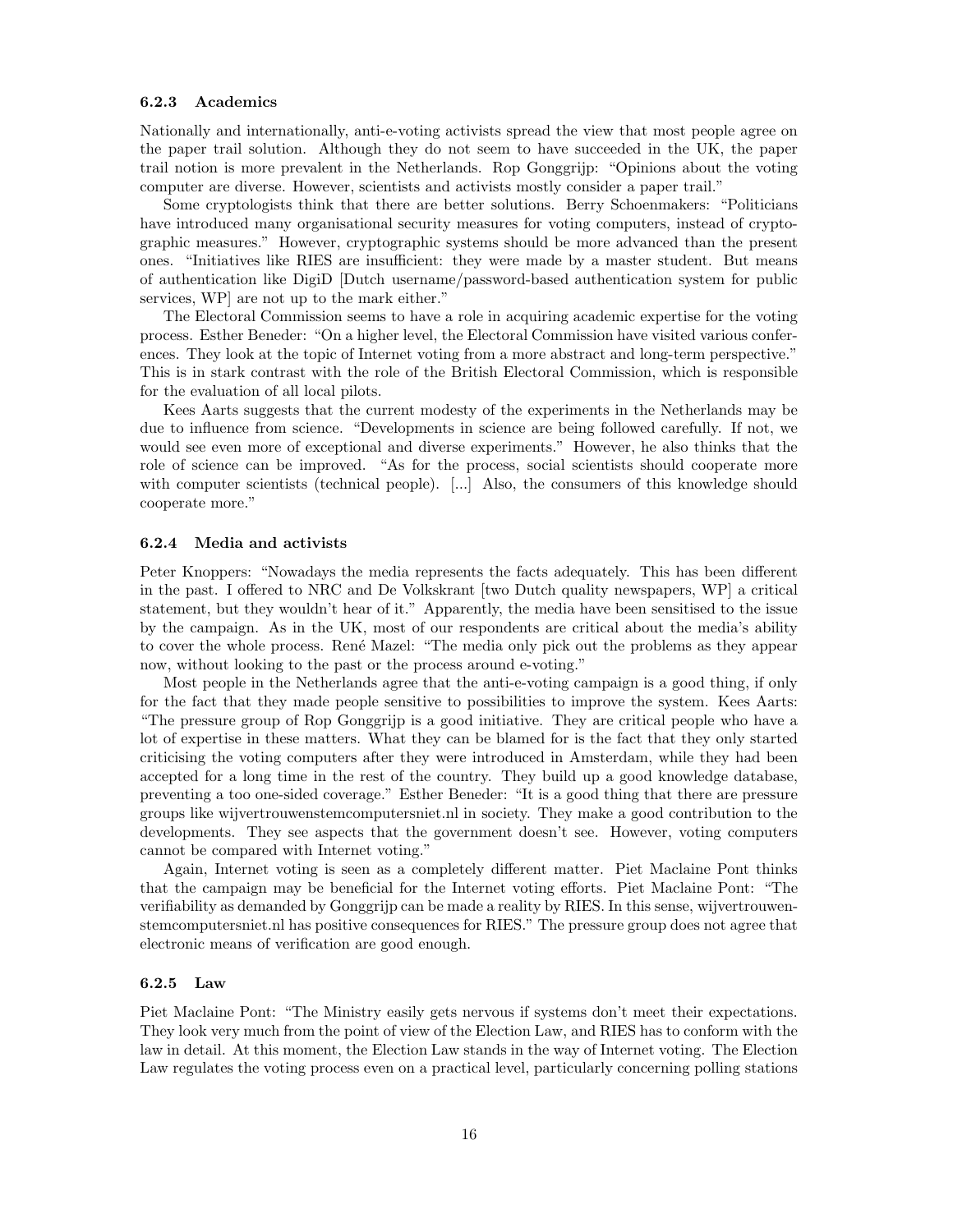### 6.2.3 Academics

Nationally and internationally, anti-e-voting activists spread the view that most people agree on the paper trail solution. Although they do not seem to have succeeded in the UK, the paper trail notion is more prevalent in the Netherlands. Rop Gonggrijp: "Opinions about the voting computer are diverse. However, scientists and activists mostly consider a paper trail."

Some cryptologists think that there are better solutions. Berry Schoenmakers: "Politicians have introduced many organisational security measures for voting computers, instead of cryptographic measures." However, cryptographic systems should be more advanced than the present ones. "Initiatives like RIES are insufficient: they were made by a master student. But means of authentication like DigiD [Dutch username/password-based authentication system for public services, WP] are not up to the mark either."

The Electoral Commission seems to have a role in acquiring academic expertise for the voting process. Esther Beneder: "On a higher level, the Electoral Commission have visited various conferences. They look at the topic of Internet voting from a more abstract and long-term perspective." This is in stark contrast with the role of the British Electoral Commission, which is responsible for the evaluation of all local pilots.

Kees Aarts suggests that the current modesty of the experiments in the Netherlands may be due to influence from science. "Developments in science are being followed carefully. If not, we would see even more of exceptional and diverse experiments." However, he also thinks that the role of science can be improved. "As for the process, social scientists should cooperate more with computer scientists (technical people). [...] Also, the consumers of this knowledge should cooperate more."

### 6.2.4 Media and activists

Peter Knoppers: "Nowadays the media represents the facts adequately. This has been different in the past. I offered to NRC and De Volkskrant [two Dutch quality newspapers, WP] a critical statement, but they wouldn't hear of it." Apparently, the media have been sensitised to the issue by the campaign. As in the UK, most of our respondents are critical about the media's ability to cover the whole process. René Mazel: "The media only pick out the problems as they appear now, without looking to the past or the process around e-voting."

Most people in the Netherlands agree that the anti-e-voting campaign is a good thing, if only for the fact that they made people sensitive to possibilities to improve the system. Kees Aarts: "The pressure group of Rop Gonggrijp is a good initiative. They are critical people who have a lot of expertise in these matters. What they can be blamed for is the fact that they only started criticising the voting computers after they were introduced in Amsterdam, while they had been accepted for a long time in the rest of the country. They build up a good knowledge database, preventing a too one-sided coverage." Esther Beneder: "It is a good thing that there are pressure groups like wijvertrouwenstemcomputersniet.nl in society. They make a good contribution to the developments. They see aspects that the government doesn't see. However, voting computers cannot be compared with Internet voting."

Again, Internet voting is seen as a completely different matter. Piet Maclaine Pont thinks that the campaign may be beneficial for the Internet voting efforts. Piet Maclaine Pont: "The verifiability as demanded by Gonggrijp can be made a reality by RIES. In this sense, wijvertrouwenstemcomputersniet.nl has positive consequences for RIES." The pressure group does not agree that electronic means of verification are good enough.

### 6.2.5 Law

Piet Maclaine Pont: "The Ministry easily gets nervous if systems don't meet their expectations. They look very much from the point of view of the Election Law, and RIES has to conform with the law in detail. At this moment, the Election Law stands in the way of Internet voting. The Election Law regulates the voting process even on a practical level, particularly concerning polling stations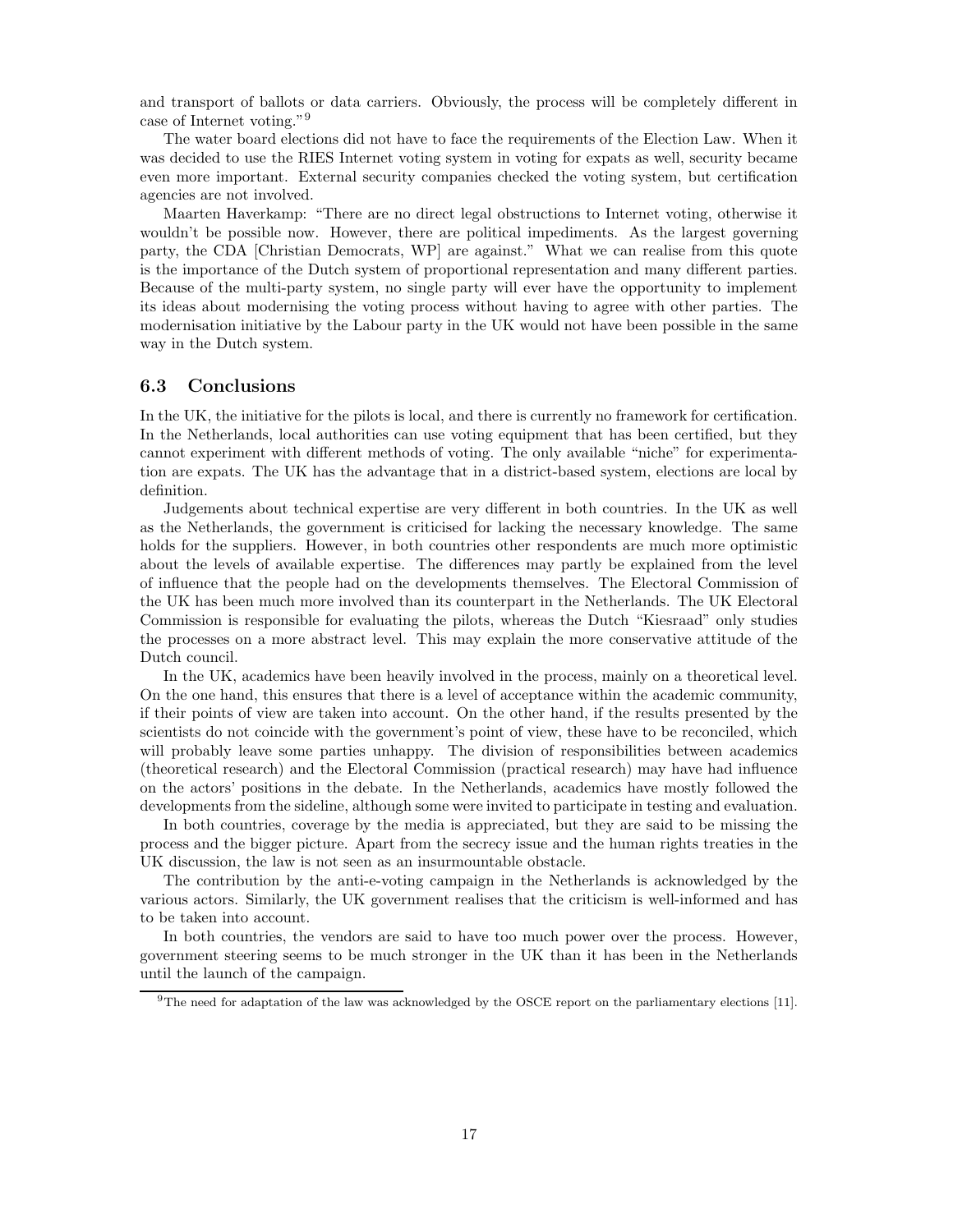and transport of ballots or data carriers. Obviously, the process will be completely different in case of Internet voting."[9]

The water board elections did not have to face the requirements of the Election Law. When it was decided to use the RIES Internet voting system in voting for expats as well, security became even more important. External security companies checked the voting system, but certification agencies are not involved.

Maarten Haverkamp: "There are no direct legal obstructions to Internet voting, otherwise it wouldn't be possible now. However, there are political impediments. As the largest governing party, the CDA [Christian Democrats, WP] are against." What we can realise from this quote is the importance of the Dutch system of proportional representation and many different parties. Because of the multi-party system, no single party will ever have the opportunity to implement its ideas about modernising the voting process without having to agree with other parties. The modernisation initiative by the Labour party in the UK would not have been possible in the same way in the Dutch system.

### 6.3 Conclusions

In the UK, the initiative for the pilots is local, and there is currently no framework for certification. In the Netherlands, local authorities can use voting equipment that has been certified, but they cannot experiment with different methods of voting. The only available "niche" for experimentation are expats. The UK has the advantage that in a district-based system, elections are local by definition.

Judgements about technical expertise are very different in both countries. In the UK as well as the Netherlands, the government is criticised for lacking the necessary knowledge. The same holds for the suppliers. However, in both countries other respondents are much more optimistic about the levels of available expertise. The differences may partly be explained from the level of influence that the people had on the developments themselves. The Electoral Commission of the UK has been much more involved than its counterpart in the Netherlands. The UK Electoral Commission is responsible for evaluating the pilots, whereas the Dutch "Kiesraad" only studies the processes on a more abstract level. This may explain the more conservative attitude of the Dutch council.

In the UK, academics have been heavily involved in the process, mainly on a theoretical level. On the one hand, this ensures that there is a level of acceptance within the academic community, if their points of view are taken into account. On the other hand, if the results presented by the scientists do not coincide with the government's point of view, these have to be reconciled, which will probably leave some parties unhappy. The division of responsibilities between academics (theoretical research) and the Electoral Commission (practical research) may have had influence on the actors' positions in the debate. In the Netherlands, academics have mostly followed the developments from the sideline, although some were invited to participate in testing and evaluation.

In both countries, coverage by the media is appreciated, but they are said to be missing the process and the bigger picture. Apart from the secrecy issue and the human rights treaties in the UK discussion, the law is not seen as an insurmountable obstacle.

The contribution by the anti-e-voting campaign in the Netherlands is acknowledged by the various actors. Similarly, the UK government realises that the criticism is well-informed and has to be taken into account.

In both countries, the vendors are said to have too much power over the process. However, government steering seems to be much stronger in the UK than it has been in the Netherlands until the launch of the campaign.

[9] The need for adaptation of the law was acknowledged by the OSCE report on the parliamentary elections [11].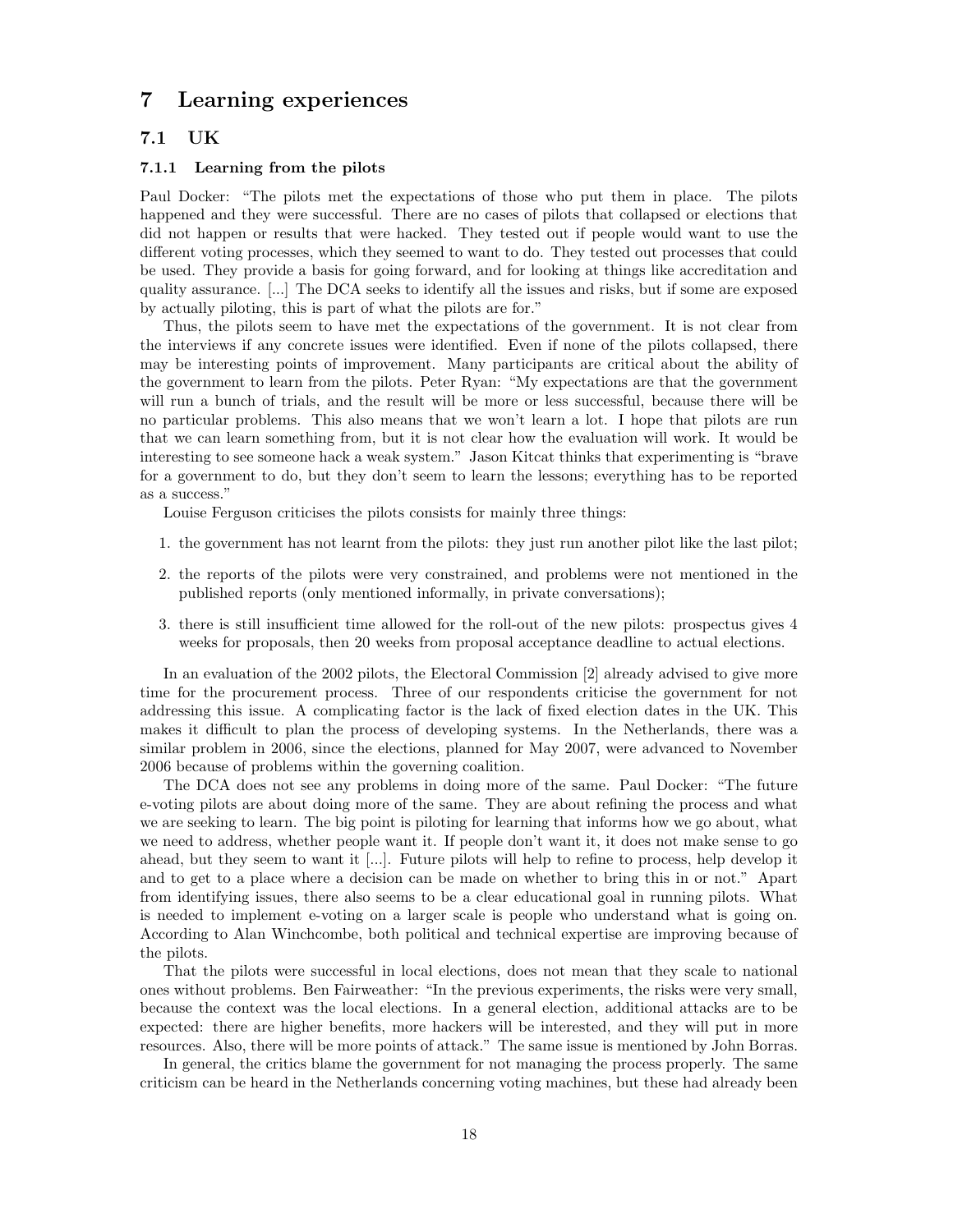# 7 Learning experiences

## 7.1 UK

### 7.1.1 Learning from the pilots

Paul Docker: "The pilots met the expectations of those who put them in place. The pilots happened and they were successful. There are no cases of pilots that collapsed or elections that did not happen or results that were hacked. They tested out if people would want to use the different voting processes, which they seemed to want to do. They tested out processes that could be used. They provide a basis for going forward, and for looking at things like accreditation and quality assurance. [...] The DCA seeks to identify all the issues and risks, but if some are exposed by actually piloting, this is part of what the pilots are for."

Thus, the pilots seem to have met the expectations of the government. It is not clear from the interviews if any concrete issues were identified. Even if none of the pilots collapsed, there may be interesting points of improvement. Many participants are critical about the ability of the government to learn from the pilots. Peter Ryan: "My expectations are that the government will run a bunch of trials, and the result will be more or less successful, because there will be no particular problems. This also means that we won't learn a lot. I hope that pilots are run that we can learn something from, but it is not clear how the evaluation will work. It would be interesting to see someone hack a weak system." Jason Kitcat thinks that experimenting is "brave for a government to do, but they don't seem to learn the lessons; everything has to be reported as a success."

Louise Ferguson criticises the pilots consists for mainly three things:

1. the government has not learnt from the pilots: they just run another pilot like the last pilot;
2. the reports of the pilots were very constrained, and problems were not mentioned in the published reports (only mentioned informally, in private conversations);
3. there is still insufficient time allowed for the roll-out of the new pilots: prospectus gives 4 weeks for proposals, then 20 weeks from proposal acceptance deadline to actual elections.

In an evaluation of the 2002 pilots, the Electoral Commission [2] already advised to give more time for the procurement process. Three of our respondents criticise the government for not addressing this issue. A complicating factor is the lack of fixed election dates in the UK. This makes it difficult to plan the process of developing systems. In the Netherlands, there was a similar problem in 2006, since the elections, planned for May 2007, were advanced to November 2006 because of problems within the governing coalition.

The DCA does not see any problems in doing more of the same. Paul Docker: "The future e-voting pilots are about doing more of the same. They are about refining the process and what we are seeking to learn. The big point is piloting for learning that informs how we go about, what we need to address, whether people want it. If people don't want it, it does not make sense to go ahead, but they seem to want it [...]. Future pilots will help to refine to process, help develop it and to get to a place where a decision can be made on whether to bring this in or not." Apart from identifying issues, there also seems to be a clear educational goal in running pilots. What is needed to implement e-voting on a larger scale is people who understand what is going on. According to Alan Winchcombe, both political and technical expertise are improving because of the pilots.

That the pilots were successful in local elections, does not mean that they scale to national ones without problems. Ben Fairweather: "In the previous experiments, the risks were very small, because the context was the local elections. In a general election, additional attacks are to be expected: there are higher benefits, more hackers will be interested, and they will put in more resources. Also, there will be more points of attack." The same issue is mentioned by John Borras.

In general, the critics blame the government for not managing the process properly. The same criticism can be heard in the Netherlands concerning voting machines, but these had already been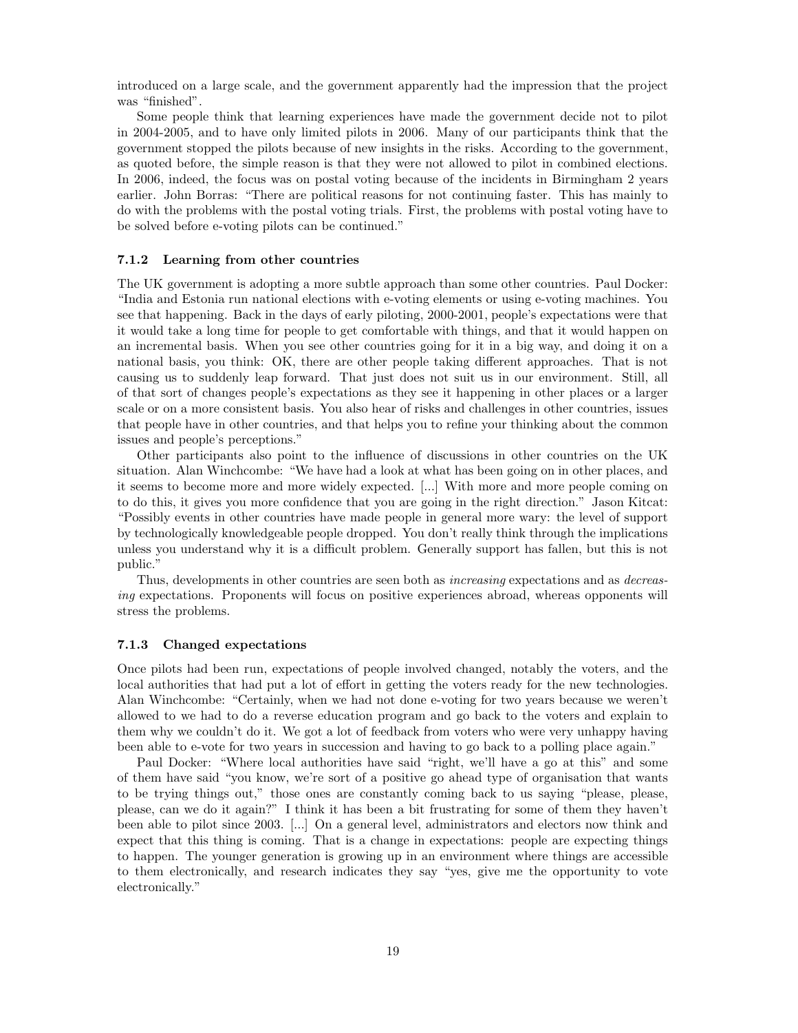introduced on a large scale, and the government apparently had the impression that the project was "finished".

Some people think that learning experiences have made the government decide not to pilot in 2004-2005, and to have only limited pilots in 2006. Many of our participants think that the government stopped the pilots because of new insights in the risks. According to the government, as quoted before, the simple reason is that they were not allowed to pilot in combined elections. In 2006, indeed, the focus was on postal voting because of the incidents in Birmingham 2 years earlier. John Borras: "There are political reasons for not continuing faster. This has mainly to do with the problems with the postal voting trials. First, the problems with postal voting have to be solved before e-voting pilots can be continued."

### 7.1.2 Learning from other countries

The UK government is adopting a more subtle approach than some other countries. Paul Docker: "India and Estonia run national elections with e-voting elements or using e-voting machines. You see that happening. Back in the days of early piloting, 2000-2001, people's expectations were that it would take a long time for people to get comfortable with things, and that it would happen on an incremental basis. When you see other countries going for it in a big way, and doing it on a national basis, you think: OK, there are other people taking different approaches. That is not causing us to suddenly leap forward. That just does not suit us in our environment. Still, all of that sort of changes people's expectations as they see it happening in other places or a larger scale or on a more consistent basis. You also hear of risks and challenges in other countries, issues that people have in other countries, and that helps you to refine your thinking about the common issues and people's perceptions."

Other participants also point to the influence of discussions in other countries on the UK situation. Alan Winchcombe: "We have had a look at what has been going on in other places, and it seems to become more and more widely expected. [...] With more and more people coming on to do this, it gives you more confidence that you are going in the right direction." Jason Kitcat: "Possibly events in other countries have made people in general more wary: the level of support by technologically knowledgeable people dropped. You don't really think through the implications unless you understand why it is a difficult problem. Generally support has fallen, but this is not public."

Thus, developments in other countries are seen both as *increasing* expectations and as *decreasing* expectations. Proponents will focus on positive experiences abroad, whereas opponents will stress the problems.

### 7.1.3 Changed expectations

Once pilots had been run, expectations of people involved changed, notably the voters, and the local authorities that had put a lot of effort in getting the voters ready for the new technologies. Alan Winchcombe: "Certainly, when we had not done e-voting for two years because we weren't allowed to we had to do a reverse education program and go back to the voters and explain to them why we couldn't do it. We got a lot of feedback from voters who were very unhappy having been able to e-vote for two years in succession and having to go back to a polling place again."

Paul Docker: "Where local authorities have said "right, we'll have a go at this" and some of them have said "you know, we're sort of a positive go ahead type of organisation that wants to be trying things out," those ones are constantly coming back to us saying "please, please, please, can we do it again?" I think it has been a bit frustrating for some of them they haven't been able to pilot since 2003. [...] On a general level, administrators and electors now think and expect that this thing is coming. That is a change in expectations: people are expecting things to happen. The younger generation is growing up in an environment where things are accessible to them electronically, and research indicates they say "yes, give me the opportunity to vote electronically."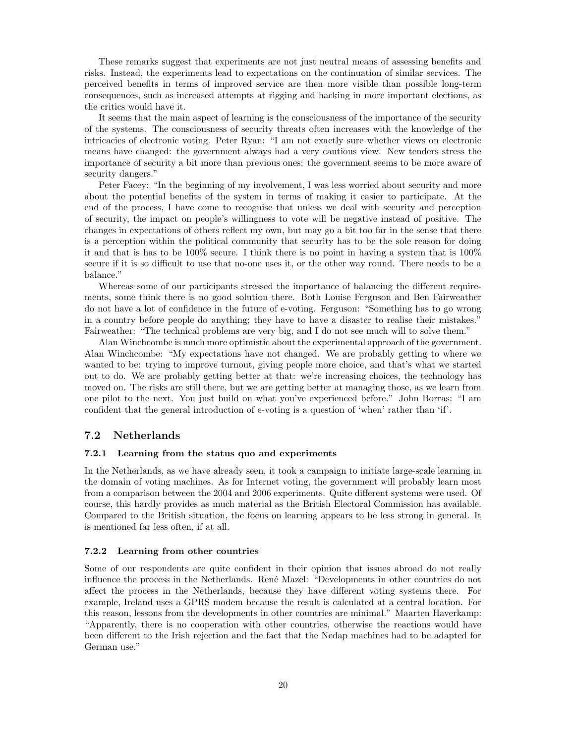These remarks suggest that experiments are not just neutral means of assessing benefits and risks. Instead, the experiments lead to expectations on the continuation of similar services. The perceived benefits in terms of improved service are then more visible than possible long-term consequences, such as increased attempts at rigging and hacking in more important elections, as the critics would have it.

It seems that the main aspect of learning is the consciousness of the importance of the security of the systems. The consciousness of security threats often increases with the knowledge of the intricacies of electronic voting. Peter Ryan: "I am not exactly sure whether views on electronic means have changed: the government always had a very cautious view. New tenders stress the importance of security a bit more than previous ones: the government seems to be more aware of security dangers."

Peter Facey: "In the beginning of my involvement, I was less worried about security and more about the potential benefits of the system in terms of making it easier to participate. At the end of the process, I have come to recognise that unless we deal with security and perception of security, the impact on people's willingness to vote will be negative instead of positive. The changes in expectations of others reflect my own, but may go a bit too far in the sense that there is a perception within the political community that security has to be the sole reason for doing it and that is has to be 100% secure. I think there is no point in having a system that is 100% secure if it is so difficult to use that no-one uses it, or the other way round. There needs to be a balance."

Whereas some of our participants stressed the importance of balancing the different requirements, some think there is no good solution there. Both Louise Ferguson and Ben Fairweather do not have a lot of confidence in the future of e-voting. Ferguson: "Something has to go wrong in a country before people do anything; they have to have a disaster to realise their mistakes." Fairweather: "The technical problems are very big, and I do not see much will to solve them."

Alan Winchcombe is much more optimistic about the experimental approach of the government. Alan Winchcombe: "My expectations have not changed. We are probably getting to where we wanted to be: trying to improve turnout, giving people more choice, and that's what we started out to do. We are probably getting better at that: we're increasing choices, the technology has moved on. The risks are still there, but we are getting better at managing those, as we learn from one pilot to the next. You just build on what you've experienced before." John Borras: "I am confident that the general introduction of e-voting is a question of 'when' rather than 'if'.

## 7.2 Netherlands

### 7.2.1 Learning from the status quo and experiments

In the Netherlands, as we have already seen, it took a campaign to initiate large-scale learning in the domain of voting machines. As for Internet voting, the government will probably learn most from a comparison between the 2004 and 2006 experiments. Quite different systems were used. Of course, this hardly provides as much material as the British Electoral Commission has available. Compared to the British situation, the focus on learning appears to be less strong in general. It is mentioned far less often, if at all.

### 7.2.2 Learning from other countries

Some of our respondents are quite confident in their opinion that issues abroad do not really influence the process in the Netherlands. René Mazel: "Developments in other countries do not affect the process in the Netherlands, because they have different voting systems there. For example, Ireland uses a GPRS modem because the result is calculated at a central location. For this reason, lessons from the developments in other countries are minimal." Maarten Haverkamp: "Apparently, there is no cooperation with other countries, otherwise the reactions would have been different to the Irish rejection and the fact that the Nedap machines had to be adapted for German use."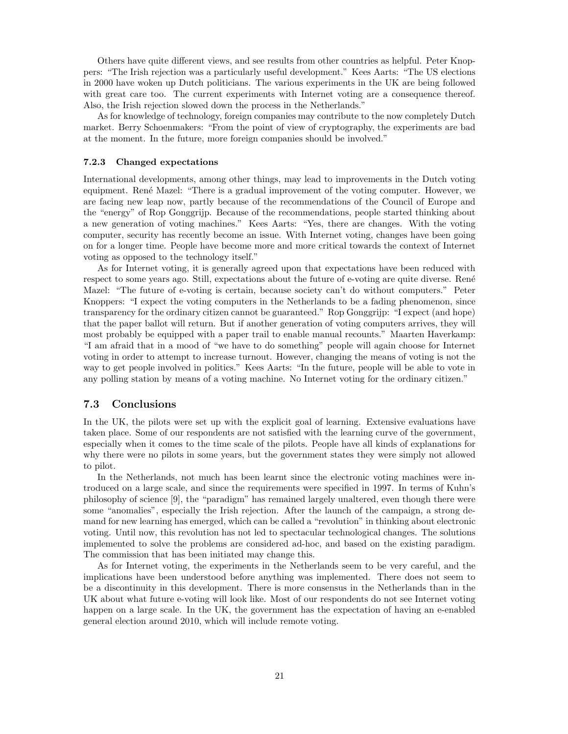Others have quite different views, and see results from other countries as helpful. Peter Knoppers: "The Irish rejection was a particularly useful development." Kees Aarts: "The US elections in 2000 have woken up Dutch politicians. The various experiments in the UK are being followed with great care too. The current experiments with Internet voting are a consequence thereof. Also, the Irish rejection slowed down the process in the Netherlands."

As for knowledge of technology, foreign companies may contribute to the now completely Dutch market. Berry Schoenmakers: "From the point of view of cryptography, the experiments are bad at the moment. In the future, more foreign companies should be involved."

#### 7.2.3 Changed expectations

International developments, among other things, may lead to improvements in the Dutch voting equipment. René Mazel: "There is a gradual improvement of the voting computer. However, we are facing new leap now, partly because of the recommendations of the Council of Europe and the "energy" of Rop Gonggrijp. Because of the recommendations, people started thinking about a new generation of voting machines." Kees Aarts: "Yes, there are changes. With the voting computer, security has recently become an issue. With Internet voting, changes have been going on for a longer time. People have become more and more critical towards the context of Internet voting as opposed to the technology itself."

As for Internet voting, it is generally agreed upon that expectations have been reduced with respect to some years ago. Still, expectations about the future of e-voting are quite diverse. René Mazel: "The future of e-voting is certain, because society can't do without computers." Peter Knoppers: "I expect the voting computers in the Netherlands to be a fading phenomenon, since transparency for the ordinary citizen cannot be guaranteed." Rop Gonggrijp: "I expect (and hope) that the paper ballot will return. But if another generation of voting computers arrives, they will most probably be equipped with a paper trail to enable manual recounts." Maarten Haverkamp: "I am afraid that in a mood of "we have to do something" people will again choose for Internet voting in order to attempt to increase turnout. However, changing the means of voting is not the way to get people involved in politics." Kees Aarts: "In the future, people will be able to vote in any polling station by means of a voting machine. No Internet voting for the ordinary citizen."

### 7.3 Conclusions

In the UK, the pilots were set up with the explicit goal of learning. Extensive evaluations have taken place. Some of our respondents are not satisfied with the learning curve of the government, especially when it comes to the time scale of the pilots. People have all kinds of explanations for why there were no pilots in some years, but the government states they were simply not allowed to pilot.

In the Netherlands, not much has been learnt since the electronic voting machines were introduced on a large scale, and since the requirements were specified in 1997. In terms of Kuhn's philosophy of science [9], the "paradigm" has remained largely unaltered, even though there were some "anomalies", especially the Irish rejection. After the launch of the campaign, a strong demand for new learning has emerged, which can be called a "revolution" in thinking about electronic voting. Until now, this revolution has not led to spectacular technological changes. The solutions implemented to solve the problems are considered ad-hoc, and based on the existing paradigm. The commission that has been initiated may change this.

As for Internet voting, the experiments in the Netherlands seem to be very careful, and the implications have been understood before anything was implemented. There does not seem to be a discontinuity in this development. There is more consensus in the Netherlands than in the UK about what future e-voting will look like. Most of our respondents do not see Internet voting happen on a large scale. In the UK, the government has the expectation of having an e-enabled general election around 2010, which will include remote voting.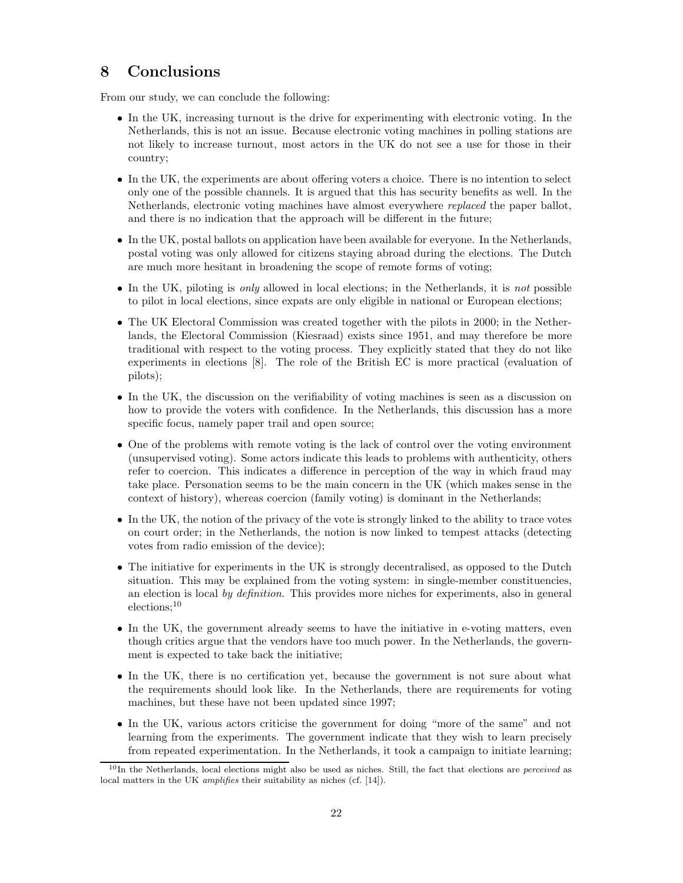## 8 Conclusions

From our study, we can conclude the following:

- In the UK, increasing turnout is the drive for experimenting with electronic voting. In the Netherlands, this is not an issue. Because electronic voting machines in polling stations are not likely to increase turnout, most actors in the UK do not see a use for those in their country;
- In the UK, the experiments are about offering voters a choice. There is no intention to select only one of the possible channels. It is argued that this has security benefits as well. In the Netherlands, electronic voting machines have almost everywhere *replaced* the paper ballot, and there is no indication that the approach will be different in the future;
- In the UK, postal ballots on application have been available for everyone. In the Netherlands, postal voting was only allowed for citizens staying abroad during the elections. The Dutch are much more hesitant in broadening the scope of remote forms of voting;
- In the UK, piloting is *only* allowed in local elections; in the Netherlands, it is *not* possible to pilot in local elections, since expats are only eligible in national or European elections;
- The UK Electoral Commission was created together with the pilots in 2000; in the Netherlands, the Electoral Commission (Kiesraad) exists since 1951, and may therefore be more traditional with respect to the voting process. They explicitly stated that they do not like experiments in elections [8]. The role of the British EC is more practical (evaluation of pilots);
- In the UK, the discussion on the verifiability of voting machines is seen as a discussion on how to provide the voters with confidence. In the Netherlands, this discussion has a more specific focus, namely paper trail and open source;
- One of the problems with remote voting is the lack of control over the voting environment (unsupervised voting). Some actors indicate this leads to problems with authenticity, others refer to coercion. This indicates a difference in perception of the way in which fraud may take place. Personation seems to be the main concern in the UK (which makes sense in the context of history), whereas coercion (family voting) is dominant in the Netherlands;
- In the UK, the notion of the privacy of the vote is strongly linked to the ability to trace votes on court order; in the Netherlands, the notion is now linked to tempest attacks (detecting votes from radio emission of the device);
- The initiative for experiments in the UK is strongly decentralised, as opposed to the Dutch situation. This may be explained from the voting system: in single-member constituencies, an election is local *by definition*. This provides more niches for experiments, also in general elections;[10]
- In the UK, the government already seems to have the initiative in e-voting matters, even though critics argue that the vendors have too much power. In the Netherlands, the government is expected to take back the initiative;
- In the UK, there is no certification yet, because the government is not sure about what the requirements should look like. In the Netherlands, there are requirements for voting machines, but these have not been updated since 1997;
- In the UK, various actors criticise the government for doing "more of the same" and not learning from the experiments. The government indicate that they wish to learn precisely from repeated experimentation. In the Netherlands, it took a campaign to initiate learning;

[10] In the Netherlands, local elections might also be used as niches. Still, the fact that elections are *perceived* as local matters in the UK *amplifies* their suitability as niches (cf. [14]).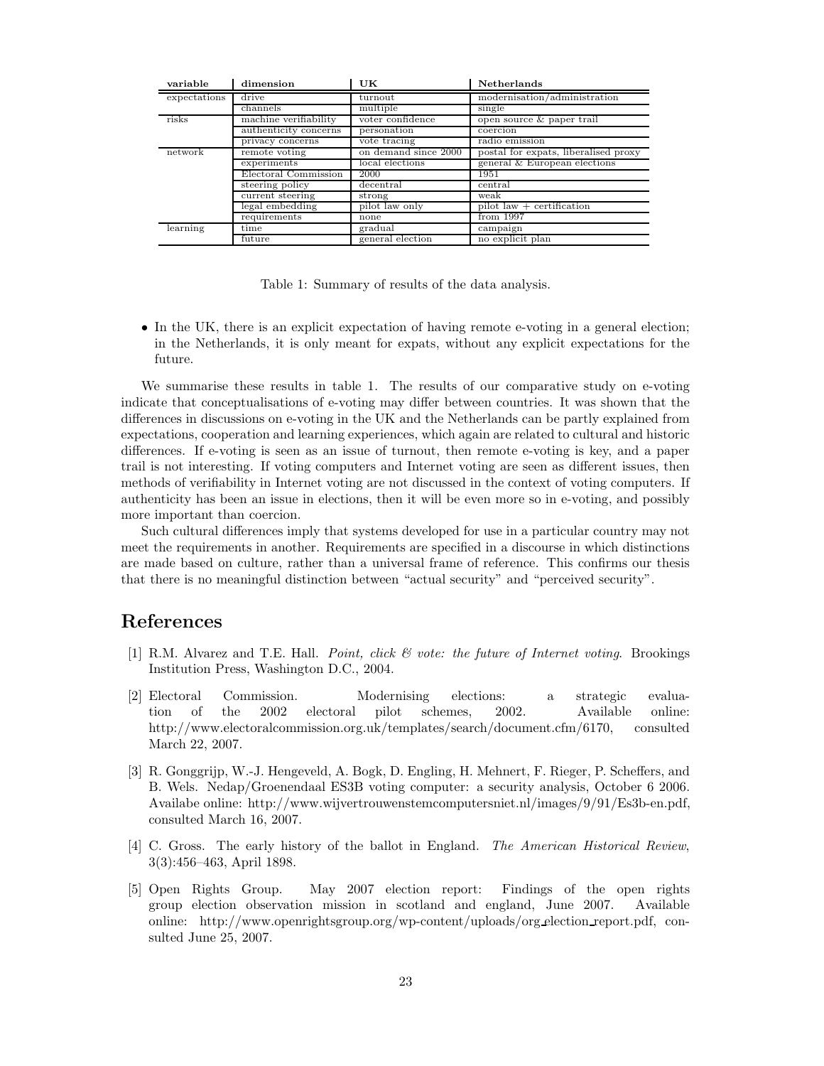| variable | dimension | UK | Netherlands |
|---|---|---|---|
| expectations | drive | turnout | modernisation/administration |
| | channels | multiple | single |
| risks | machine verifiability | voter confidence | open source & paper trail |
| | authenticity concerns | personation | coercion |
| | privacy concerns | vote tracing | radio emission |
| network | remote voting | on demand since 2000 | postal for expats, liberalised proxy |
| | experiments | local elections | general & European elections |
| | Electoral Commission | 2000 | 1951 |
| | steering policy | decentral | central |
| | current steering | strong | weak |
| | legal embedding | pilot law only | pilot law + certification |
| | requirements | none | from 1997 |
| learning | time | gradual | campaign |
| | future | general election | no explicit plan |

Table 1: Summary of results of the data analysis.

- In the UK, there is an explicit expectation of having remote e-voting in a general election; in the Netherlands, it is only meant for expats, without any explicit expectations for the future.

We summarise these results in table 1. The results of our comparative study on e-voting indicate that conceptualisations of e-voting may differ between countries. It was shown that the differences in discussions on e-voting in the UK and the Netherlands can be partly explained from expectations, cooperation and learning experiences, which again are related to cultural and historic differences. If e-voting is seen as an issue of turnout, then remote e-voting is key, and a paper trail is not interesting. If voting computers and Internet voting are seen as different issues, then methods of verifiability in Internet voting are not discussed in the context of voting computers. If authenticity has been an issue in elections, then it will be even more so in e-voting, and possibly more important than coercion.

Such cultural differences imply that systems developed for use in a particular country may not meet the requirements in another. Requirements are specified in a discourse in which distinctions are made based on culture, rather than a universal frame of reference. This confirms our thesis that there is no meaningful distinction between "actual security" and "perceived security".

# References

[1] R.M. Alvarez and T.E. Hall. *Point, click & vote: the future of Internet voting*. Brookings Institution Press, Washington D.C., 2004.

[2] Electoral Commission. Modernising elections: a strategic evaluation of the 2002 electoral pilot schemes, 2002. Available online: http://www.electoralcommission.org.uk/templates/search/document.cfm/6170, consulted March 22, 2007.

[3] R. Gonggrijp, W.-J. Hengeveld, A. Bogk, D. Engling, H. Mehnert, F. Rieger, P. Scheffers, and B. Wels. Nedap/Groenendaal ES3B voting computer: a security analysis, October 6 2006. Availabe online: http://www.wijvertrouwenstemcomputersniet.nl/images/9/91/Es3b-en.pdf, consulted March 16, 2007.

[4] C. Gross. The early history of the ballot in England. *The American Historical Review*, 3(3):456–463, April 1898.

[5] Open Rights Group. May 2007 election report: Findings of the open rights group election observation mission in scotland and england, June 2007. Available online: http://www.openrightsgroup.org/wp-content/uploads/org_election_report.pdf, consulted June 25, 2007.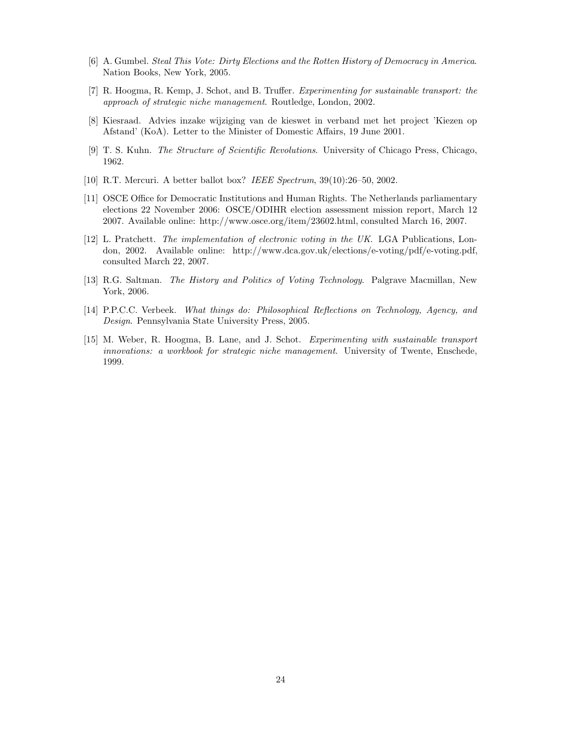[6] A. Gumbel. *Steal This Vote: Dirty Elections and the Rotten History of Democracy in America*. Nation Books, New York, 2005.

[7] R. Hoogma, R. Kemp, J. Schot, and B. Truffer. *Experimenting for sustainable transport: the approach of strategic niche management*. Routledge, London, 2002.

[8] Kiesraad. Advies inzake wijziging van de kieswet in verband met het project 'Kiezen op Afstand' (KoA). Letter to the Minister of Domestic Affairs, 19 June 2001.

[9] T. S. Kuhn. *The Structure of Scientific Revolutions*. University of Chicago Press, Chicago, 1962.

[10] R.T. Mercuri. A better ballot box? *IEEE Spectrum*, 39(10):26–50, 2002.

[11] OSCE Office for Democratic Institutions and Human Rights. The Netherlands parliamentary elections 22 November 2006: OSCE/ODIHR election assessment mission report, March 12 2007. Available online: http://www.osce.org/item/23602.html, consulted March 16, 2007.

[12] L. Pratchett. *The implementation of electronic voting in the UK*. LGA Publications, London, 2002. Available online: http://www.dca.gov.uk/elections/e-voting/pdf/e-voting.pdf, consulted March 22, 2007.

[13] R.G. Saltman. *The History and Politics of Voting Technology*. Palgrave Macmillan, New York, 2006.

[14] P.P.C.C. Verbeek. *What things do: Philosophical Reflections on Technology, Agency, and Design*. Pennsylvania State University Press, 2005.

[15] M. Weber, R. Hoogma, B. Lane, and J. Schot. *Experimenting with sustainable transport innovations: a workbook for strategic niche management*. University of Twente, Enschede, 1999.